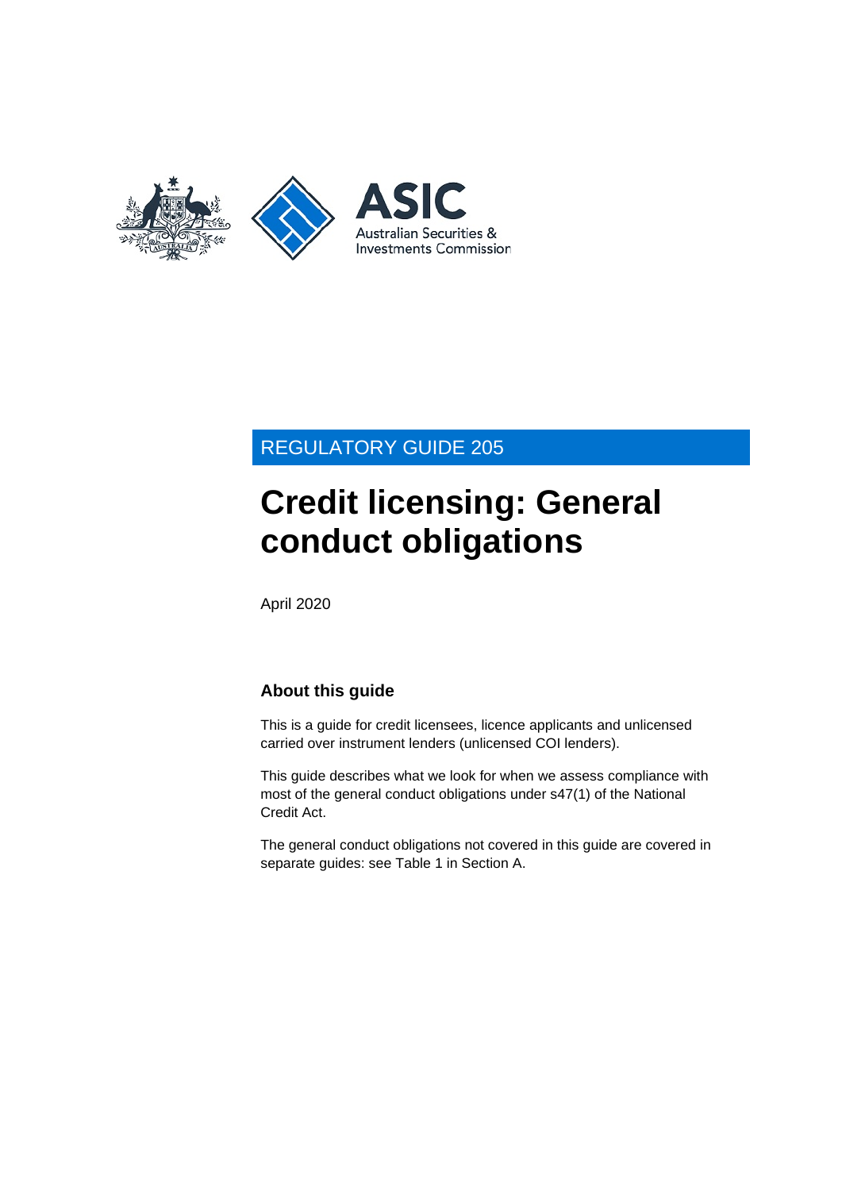REGULATORY GUIDE 205

# Credit licensing: General conduct obligations

April 2020

## About this guide

This is a guide for credit licensees, licence applicants and unlicensed carried over instrument lenders (unlicensed COI lenders).

This guide describes what we look for when we assess compliance with most of the general conduct obligations under s47(1) of the National Credit Act.

The general conduct obligations not covered in this guide are covered in separate guides: see Table 1 in Section A.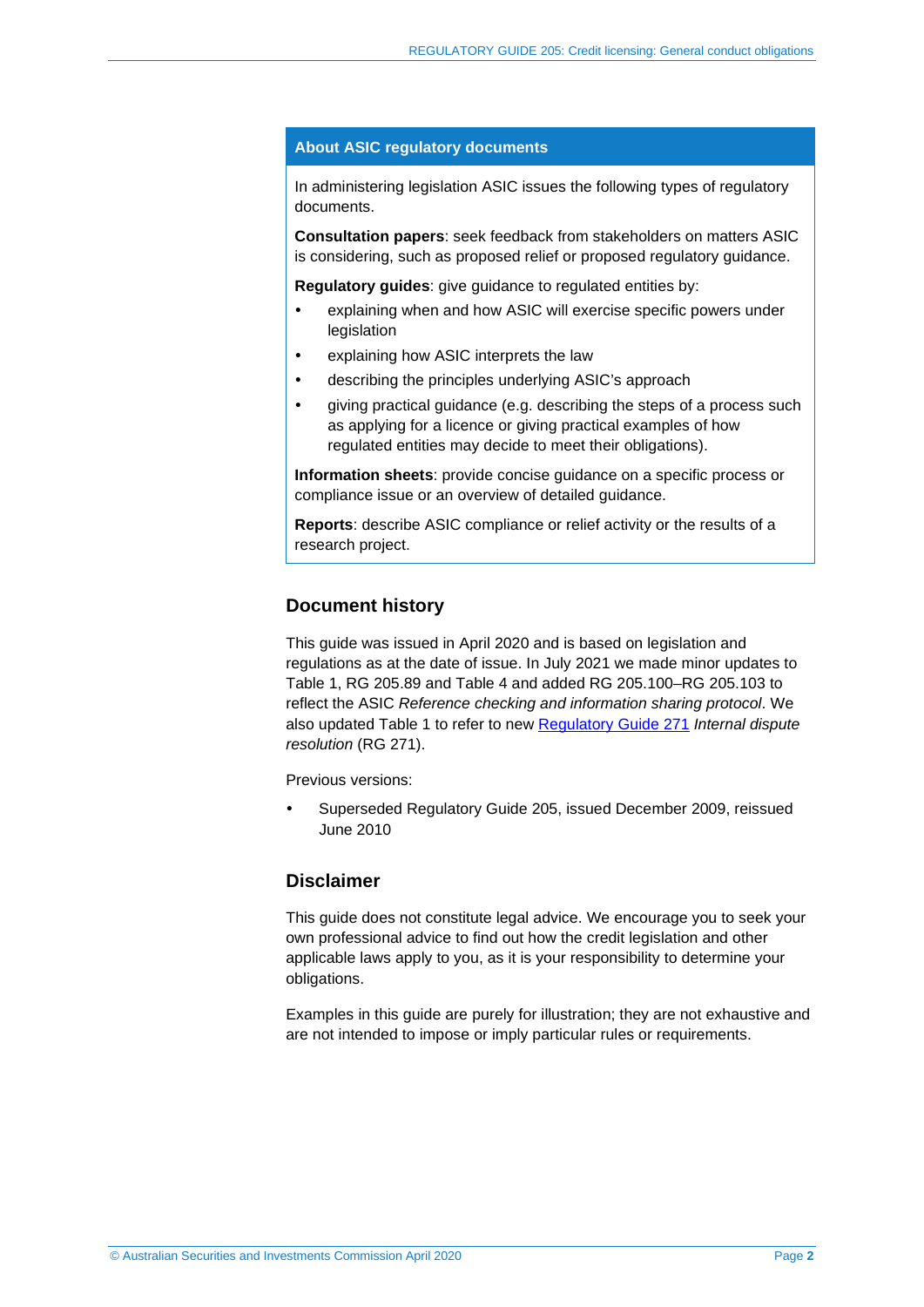## About ASIC regulatory documents

In administering legislation ASIC issues the following types of regulatory documents.

**Consultation papers**: seek feedback from stakeholders on matters ASIC is considering, such as proposed relief or proposed regulatory guidance.

**Regulatory guides**: give guidance to regulated entities by:

- explaining when and how ASIC will exercise specific powers under legislation
- explaining how ASIC interprets the law
- describing the principles underlying ASIC's approach
- giving practical guidance (e.g. describing the steps of a process such as applying for a licence or giving practical examples of how regulated entities may decide to meet their obligations).

**Information sheets**: provide concise guidance on a specific process or compliance issue or an overview of detailed guidance.

**Reports**: describe ASIC compliance or relief activity or the results of a research project.

## Document history

This guide was issued in April 2020 and is based on legislation and regulations as at the date of issue. In July 2021 we made minor updates to Table 1, RG 205.89 and Table 4 and added RG 205.100–RG 205.103 to reflect the ASIC *Reference checking and information sharing protocol*. We also updated Table 1 to refer to new Regulatory Guide 271 *Internal dispute resolution* (RG 271).

Previous versions:

- Superseded Regulatory Guide 205, issued December 2009, reissued June 2010

## Disclaimer

This guide does not constitute legal advice. We encourage you to seek your own professional advice to find out how the credit legislation and other applicable laws apply to you, as it is your responsibility to determine your obligations.

Examples in this guide are purely for illustration; they are not exhaustive and are not intended to impose or imply particular rules or requirements.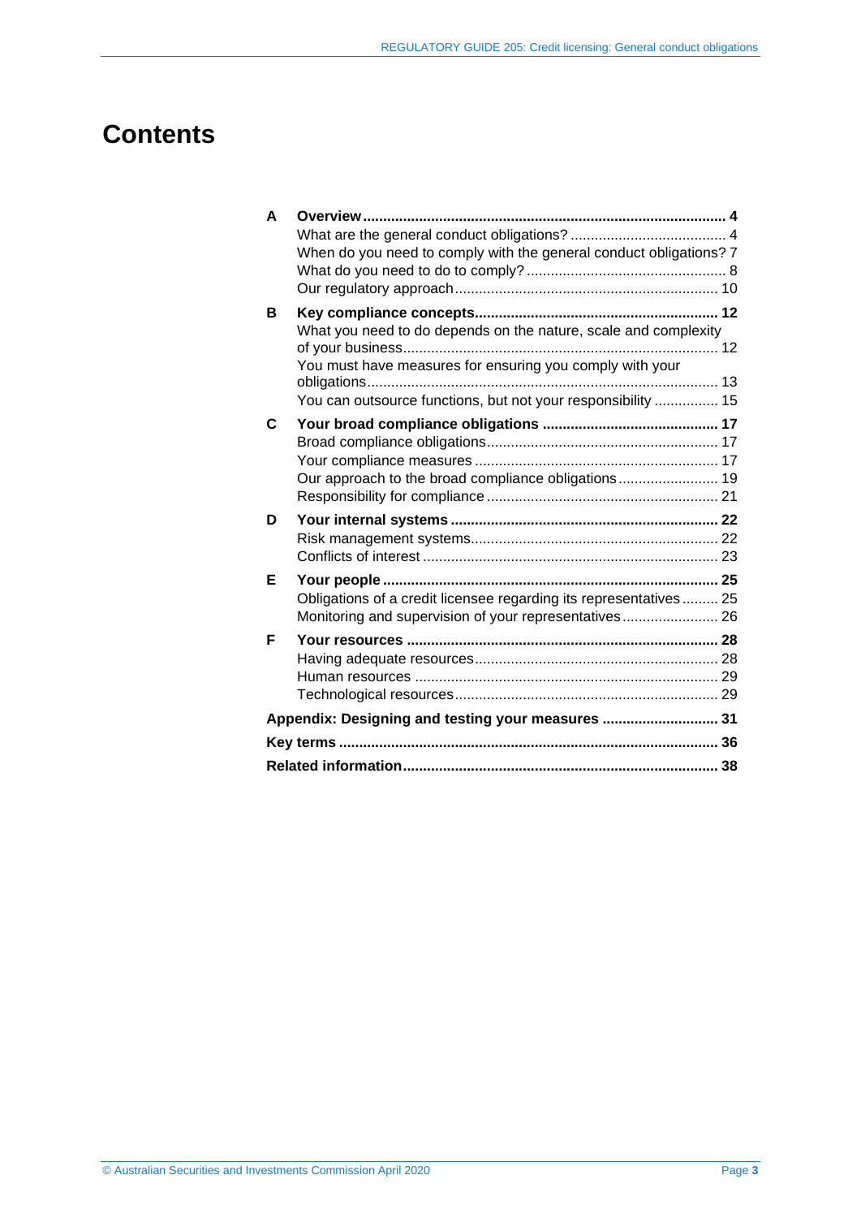# Contents

**A Overview ... 4**

- What are the general conduct obligations? ... 4
- When do you need to comply with the general conduct obligations? 7
- What do you need to do to comply? ... 8
- Our regulatory approach ... 10

**B Key compliance concepts ... 12**

- What you need to do depends on the nature, scale and complexity of your business ... 12
- You must have measures for ensuring you comply with your obligations ... 13
- You can outsource functions, but not your responsibility ... 15

**C Your broad compliance obligations ... 17**

- Broad compliance obligations ... 17
- Your compliance measures ... 17
- Our approach to the broad compliance obligations ... 19
- Responsibility for compliance ... 21

**D Your internal systems ... 22**

- Risk management systems ... 22
- Conflicts of interest ... 23

**E Your people ... 25**

- Obligations of a credit licensee regarding its representatives ... 25
- Monitoring and supervision of your representatives ... 26

**F Your resources ... 28**

- Having adequate resources ... 28
- Human resources ... 29
- Technological resources ... 29

**Appendix: Designing and testing your measures ... 31**

**Key terms ... 36**

**Related information ... 38**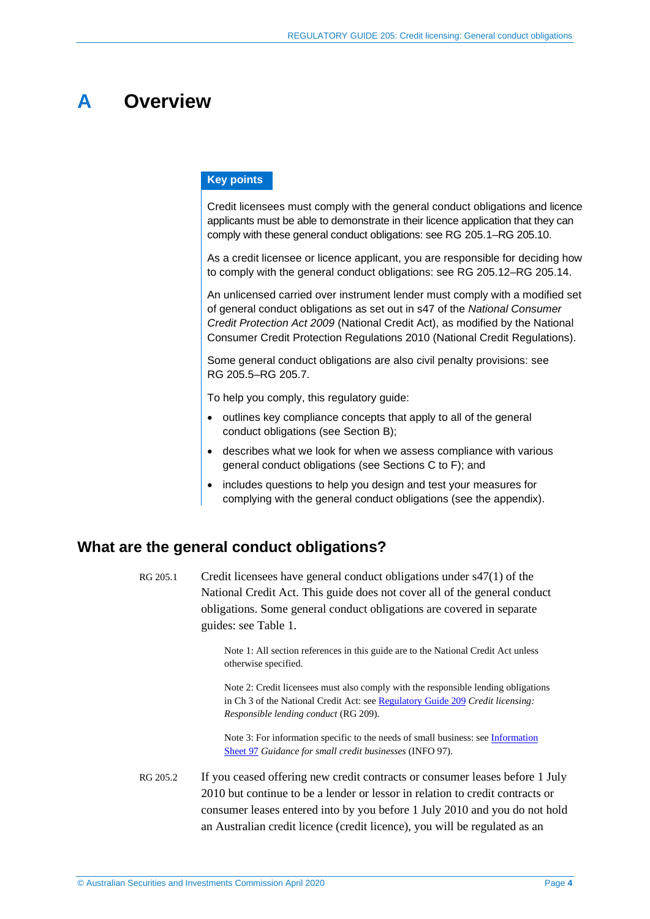# A Overview

**Key points**

Credit licensees must comply with the general conduct obligations and licence applicants must be able to demonstrate in their licence application that they can comply with these general conduct obligations: see RG 205.1–RG 205.10.

As a credit licensee or licence applicant, you are responsible for deciding how to comply with the general conduct obligations: see RG 205.12–RG 205.14.

An unlicensed carried over instrument lender must comply with a modified set of general conduct obligations as set out in s47 of the *National Consumer Credit Protection Act 2009* (National Credit Act), as modified by the National Consumer Credit Protection Regulations 2010 (National Credit Regulations).

Some general conduct obligations are also civil penalty provisions: see RG 205.5–RG 205.7.

To help you comply, this regulatory guide:

- outlines key compliance concepts that apply to all of the general conduct obligations (see Section B);
- describes what we look for when we assess compliance with various general conduct obligations (see Sections C to F); and
- includes questions to help you design and test your measures for complying with the general conduct obligations (see the appendix).

## What are the general conduct obligations?

RG 205.1 Credit licensees have general conduct obligations under s47(1) of the National Credit Act. This guide does not cover all of the general conduct obligations. Some general conduct obligations are covered in separate guides: see Table 1.

Note 1: All section references in this guide are to the National Credit Act unless otherwise specified.

Note 2: Credit licensees must also comply with the responsible lending obligations in Ch 3 of the National Credit Act: see Regulatory Guide 209 *Credit licensing: Responsible lending conduct* (RG 209).

Note 3: For information specific to the needs of small business: see Information Sheet 97 *Guidance for small credit businesses* (INFO 97).

RG 205.2 If you ceased offering new credit contracts or consumer leases before 1 July 2010 but continue to be a lender or lessor in relation to credit contracts or consumer leases entered into by you before 1 July 2010 and you do not hold an Australian credit licence (credit licence), you will be regulated as an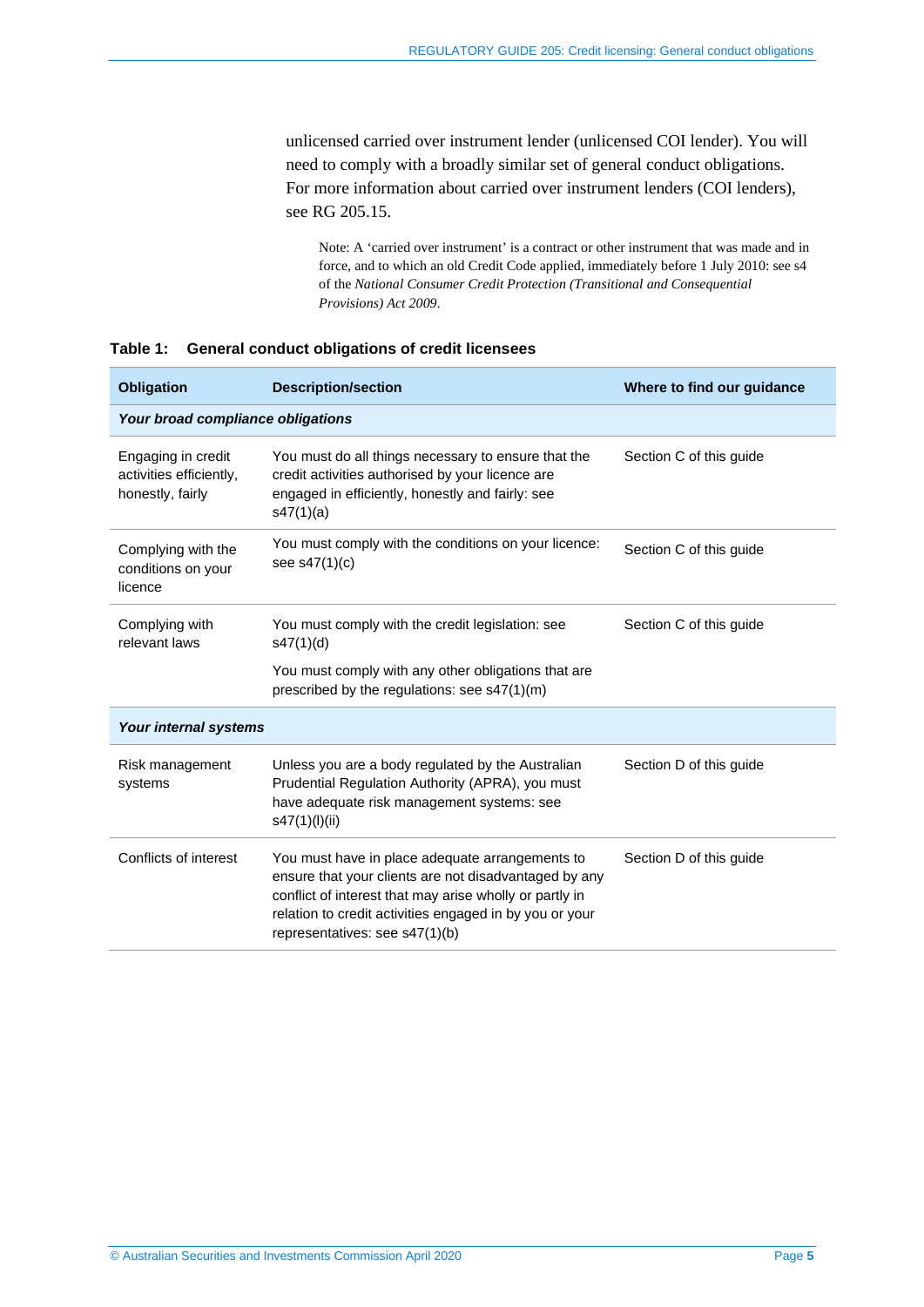unlicensed carried over instrument lender (unlicensed COI lender). You will need to comply with a broadly similar set of general conduct obligations. For more information about carried over instrument lenders (COI lenders), see RG 205.15.

> Note: A 'carried over instrument' is a contract or other instrument that was made and in force, and to which an old Credit Code applied, immediately before 1 July 2010: see s4 of the *National Consumer Credit Protection (Transitional and Consequential Provisions) Act 2009*.

**Table 1: General conduct obligations of credit licensees**

| Obligation | Description/section | Where to find our guidance |
|---|---|---|
| ***Your broad compliance obligations*** | | |
| Engaging in credit activities efficiently, honestly, fairly | You must do all things necessary to ensure that the credit activities authorised by your licence are engaged in efficiently, honestly and fairly: see s47(1)(a) | Section C of this guide |
| Complying with the conditions on your licence | You must comply with the conditions on your licence: see s47(1)(c) | Section C of this guide |
| Complying with relevant laws | You must comply with the credit legislation: see s47(1)(d)<br><br>You must comply with any other obligations that are prescribed by the regulations: see s47(1)(m) | Section C of this guide |
| ***Your internal systems*** | | |
| Risk management systems | Unless you are a body regulated by the Australian Prudential Regulation Authority (APRA), you must have adequate risk management systems: see s47(1)(l)(ii) | Section D of this guide |
| Conflicts of interest | You must have in place adequate arrangements to ensure that your clients are not disadvantaged by any conflict of interest that may arise wholly or partly in relation to credit activities engaged in by you or your representatives: see s47(1)(b) | Section D of this guide |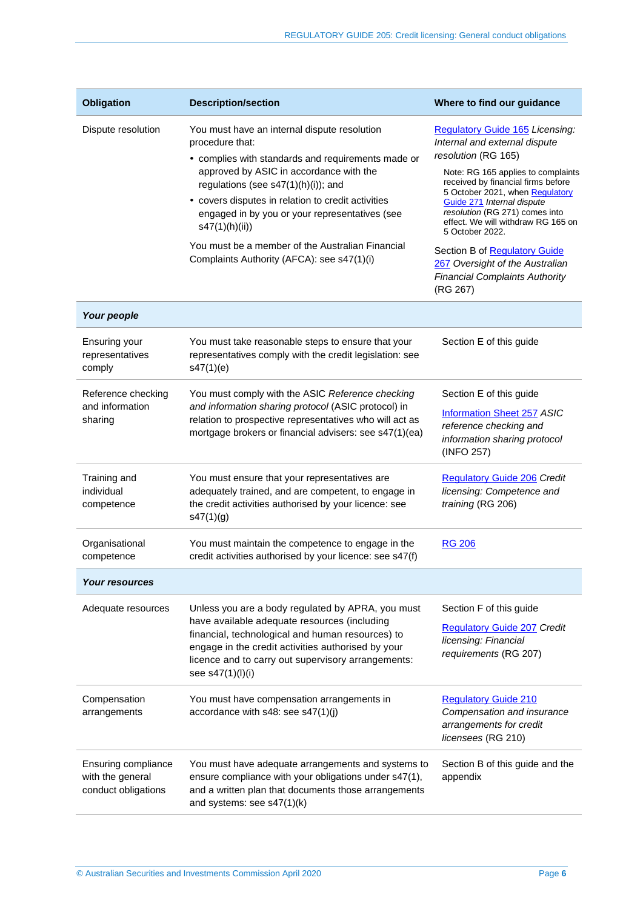| Obligation | Description/section | Where to find our guidance |
|---|---|---|
| Dispute resolution | You must have an internal dispute resolution procedure that:<br>• complies with standards and requirements made or approved by ASIC in accordance with the regulations (see s47(1)(h)(i)); and<br>• covers disputes in relation to credit activities engaged in by you or your representatives (see s47(1)(h)(ii))<br><br>You must be a member of the Australian Financial Complaints Authority (AFCA): see s47(1)(i) | Regulatory Guide 165 *Licensing: Internal and external dispute resolution* (RG 165)<br><br>Note: RG 165 applies to complaints received by financial firms before 5 October 2021, when Regulatory Guide 271 *Internal dispute resolution* (RG 271) comes into effect. We will withdraw RG 165 on 5 October 2022.<br><br>Section B of Regulatory Guide 267 *Oversight of the Australian Financial Complaints Authority* (RG 267) |
| ***Your people*** | | |
| Ensuring your representatives comply | You must take reasonable steps to ensure that your representatives comply with the credit legislation: see s47(1)(e) | Section E of this guide |
| Reference checking and information sharing | You must comply with the ASIC *Reference checking and information sharing protocol* (ASIC protocol) in relation to prospective representatives who will act as mortgage brokers or financial advisers: see s47(1)(ea) | Section E of this guide<br><br>Information Sheet 257 *ASIC reference checking and information sharing protocol* (INFO 257) |
| Training and individual competence | You must ensure that your representatives are adequately trained, and are competent, to engage in the credit activities authorised by your licence: see s47(1)(g) | Regulatory Guide 206 *Credit licensing: Competence and training* (RG 206) |
| Organisational competence | You must maintain the competence to engage in the credit activities authorised by your licence: see s47(f) | RG 206 |
| ***Your resources*** | | |
| Adequate resources | Unless you are a body regulated by APRA, you must have available adequate resources (including financial, technological and human resources) to engage in the credit activities authorised by your licence and to carry out supervisory arrangements: see s47(1)(l)(i) | Section F of this guide<br><br>Regulatory Guide 207 *Credit licensing: Financial requirements* (RG 207) |
| Compensation arrangements | You must have compensation arrangements in accordance with s48: see s47(1)(j) | Regulatory Guide 210 *Compensation and insurance arrangements for credit licensees* (RG 210) |
| Ensuring compliance with the general conduct obligations | You must have adequate arrangements and systems to ensure compliance with your obligations under s47(1), and a written plan that documents those arrangements and systems: see s47(1)(k) | Section B of this guide and the appendix |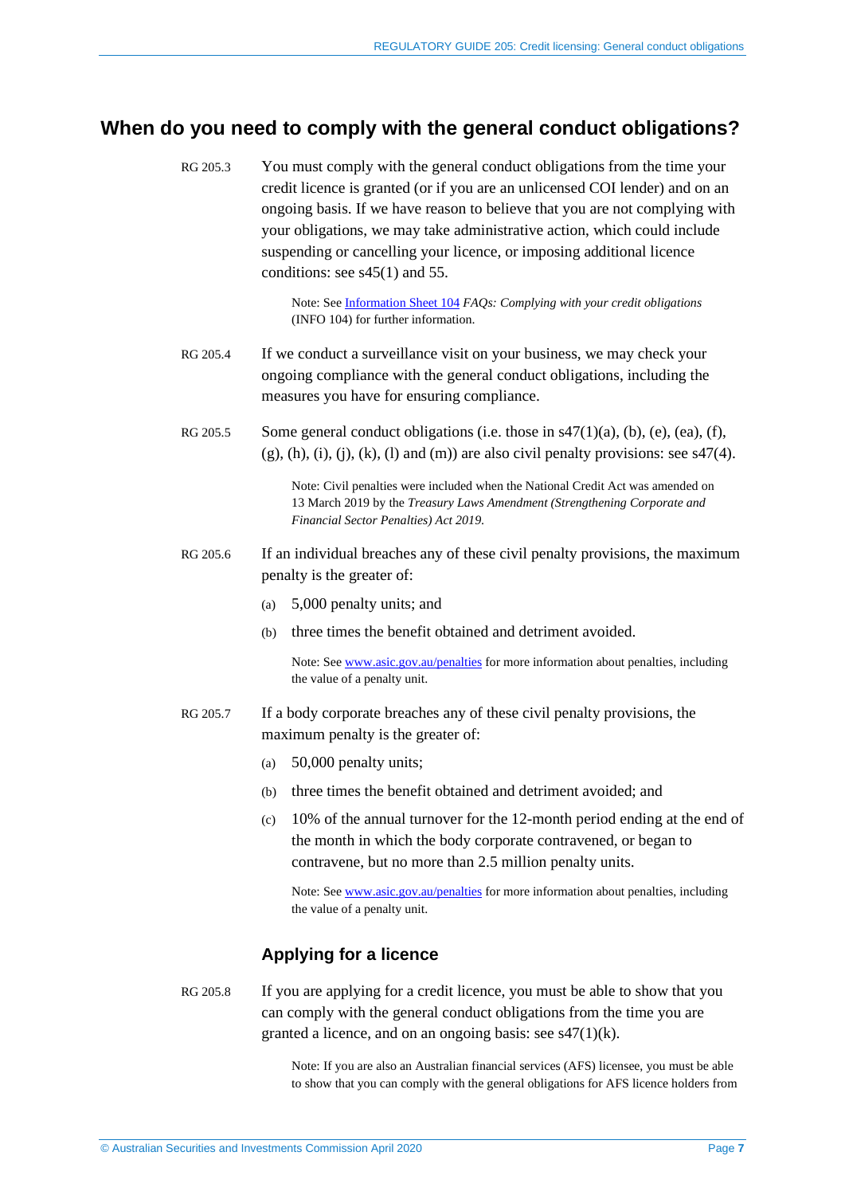## When do you need to comply with the general conduct obligations?

RG 205.3 You must comply with the general conduct obligations from the time your credit licence is granted (or if you are an unlicensed COI lender) and on an ongoing basis. If we have reason to believe that you are not complying with your obligations, we may take administrative action, which could include suspending or cancelling your licence, or imposing additional licence conditions: see s45(1) and 55.

> Note: See [Information Sheet 104](#) *FAQs: Complying with your credit obligations* (INFO 104) for further information.

RG 205.4 If we conduct a surveillance visit on your business, we may check your ongoing compliance with the general conduct obligations, including the measures you have for ensuring compliance.

RG 205.5 Some general conduct obligations (i.e. those in s47(1)(a), (b), (e), (ea), (f), (g), (h), (i), (j), (k), (l) and (m)) are also civil penalty provisions: see s47(4).

> Note: Civil penalties were included when the National Credit Act was amended on 13 March 2019 by the *Treasury Laws Amendment (Strengthening Corporate and Financial Sector Penalties) Act 2019.*

RG 205.6 If an individual breaches any of these civil penalty provisions, the maximum penalty is the greater of:

(a) 5,000 penalty units; and

(b) three times the benefit obtained and detriment avoided.

> Note: See [www.asic.gov.au/penalties](http://www.asic.gov.au/penalties) for more information about penalties, including the value of a penalty unit.

RG 205.7 If a body corporate breaches any of these civil penalty provisions, the maximum penalty is the greater of:

(a) 50,000 penalty units;

(b) three times the benefit obtained and detriment avoided; and

(c) 10% of the annual turnover for the 12-month period ending at the end of the month in which the body corporate contravened, or began to contravene, but no more than 2.5 million penalty units.

> Note: See [www.asic.gov.au/penalties](http://www.asic.gov.au/penalties) for more information about penalties, including the value of a penalty unit.

### Applying for a licence

RG 205.8 If you are applying for a credit licence, you must be able to show that you can comply with the general conduct obligations from the time you are granted a licence, and on an ongoing basis: see s47(1)(k).

> Note: If you are also an Australian financial services (AFS) licensee, you must be able to show that you can comply with the general obligations for AFS licence holders from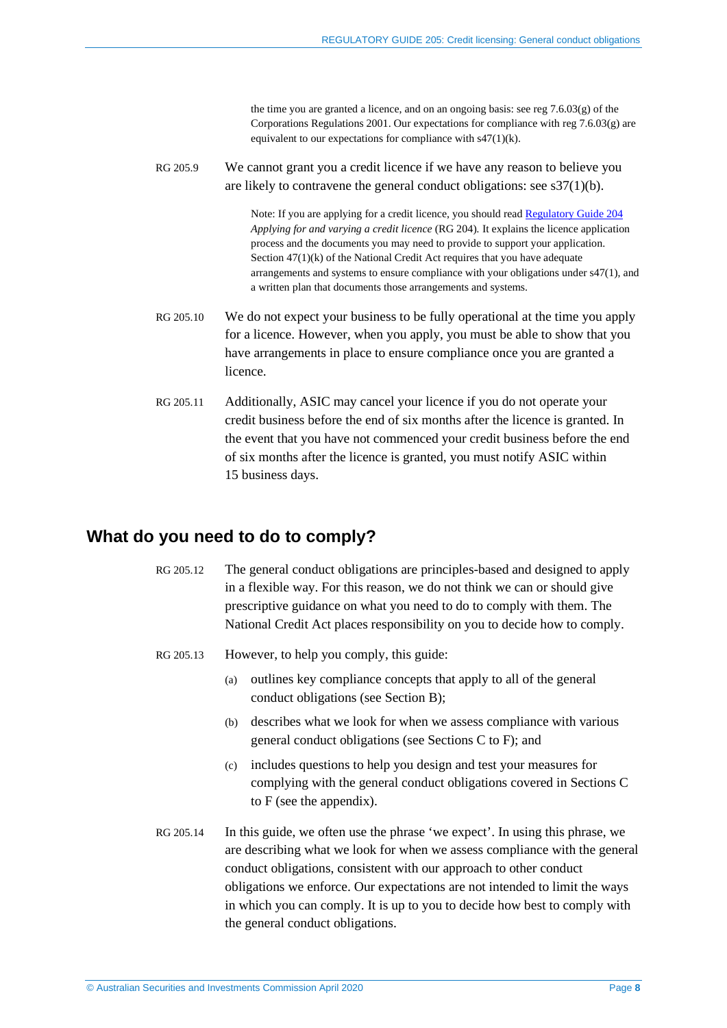the time you are granted a licence, and on an ongoing basis: see reg 7.6.03(g) of the Corporations Regulations 2001. Our expectations for compliance with reg 7.6.03(g) are equivalent to our expectations for compliance with s47(1)(k).

RG 205.9 We cannot grant you a credit licence if we have any reason to believe you are likely to contravene the general conduct obligations: see s37(1)(b).

> Note: If you are applying for a credit licence, you should read Regulatory Guide 204 *Applying for and varying a credit licence* (RG 204). It explains the licence application process and the documents you may need to provide to support your application. Section 47(1)(k) of the National Credit Act requires that you have adequate arrangements and systems to ensure compliance with your obligations under s47(1), and a written plan that documents those arrangements and systems.

RG 205.10 We do not expect your business to be fully operational at the time you apply for a licence. However, when you apply, you must be able to show that you have arrangements in place to ensure compliance once you are granted a licence.

RG 205.11 Additionally, ASIC may cancel your licence if you do not operate your credit business before the end of six months after the licence is granted. In the event that you have not commenced your credit business before the end of six months after the licence is granted, you must notify ASIC within 15 business days.

## What do you need to do to comply?

RG 205.12 The general conduct obligations are principles-based and designed to apply in a flexible way. For this reason, we do not think we can or should give prescriptive guidance on what you need to do to comply with them. The National Credit Act places responsibility on you to decide how to comply.

RG 205.13 However, to help you comply, this guide:

(a) outlines key compliance concepts that apply to all of the general conduct obligations (see Section B);

(b) describes what we look for when we assess compliance with various general conduct obligations (see Sections C to F); and

(c) includes questions to help you design and test your measures for complying with the general conduct obligations covered in Sections C to F (see the appendix).

RG 205.14 In this guide, we often use the phrase 'we expect'. In using this phrase, we are describing what we look for when we assess compliance with the general conduct obligations, consistent with our approach to other conduct obligations we enforce. Our expectations are not intended to limit the ways in which you can comply. It is up to you to decide how best to comply with the general conduct obligations.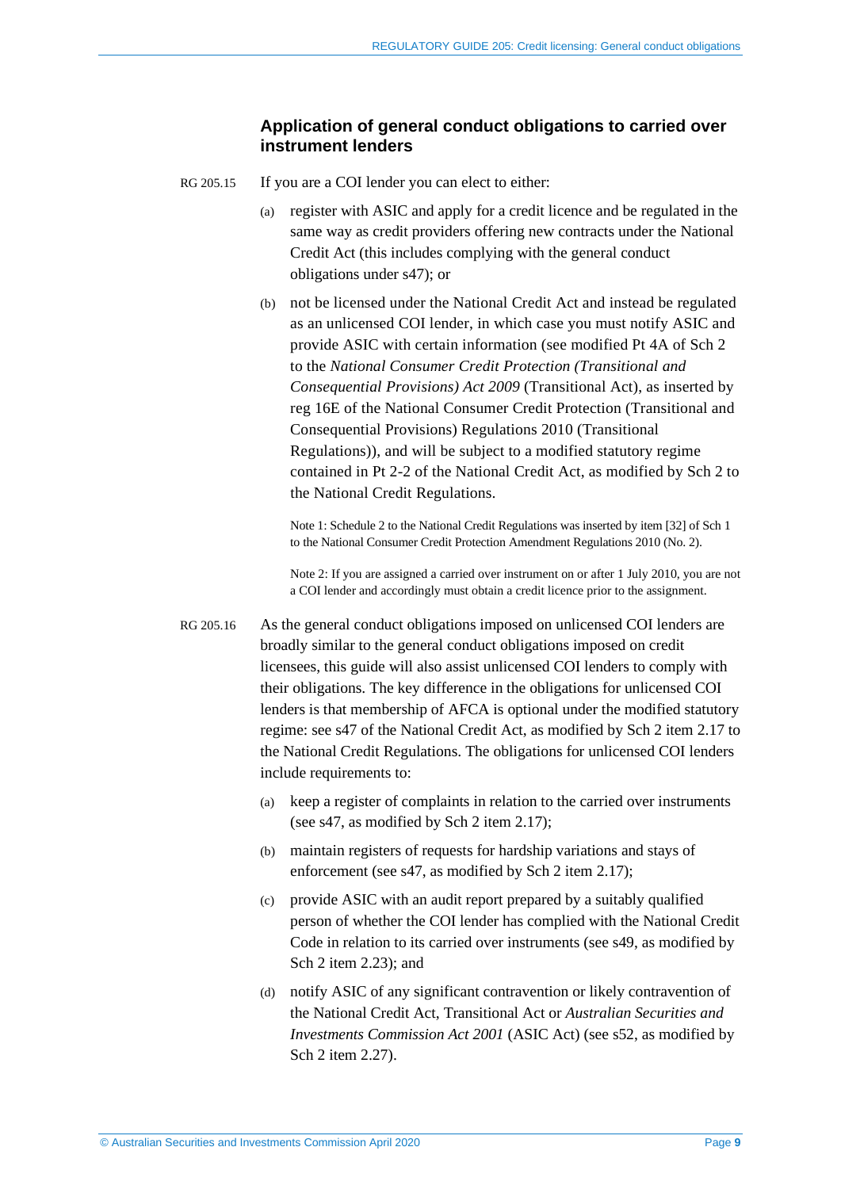### Application of general conduct obligations to carried over instrument lenders

RG 205.15 If you are a COI lender you can elect to either:

(a) register with ASIC and apply for a credit licence and be regulated in the same way as credit providers offering new contracts under the National Credit Act (this includes complying with the general conduct obligations under s47); or

(b) not be licensed under the National Credit Act and instead be regulated as an unlicensed COI lender, in which case you must notify ASIC and provide ASIC with certain information (see modified Pt 4A of Sch 2 to the *National Consumer Credit Protection (Transitional and Consequential Provisions) Act 2009* (Transitional Act), as inserted by reg 16E of the National Consumer Credit Protection (Transitional and Consequential Provisions) Regulations 2010 (Transitional Regulations)), and will be subject to a modified statutory regime contained in Pt 2-2 of the National Credit Act, as modified by Sch 2 to the National Credit Regulations.

Note 1: Schedule 2 to the National Credit Regulations was inserted by item [32] of Sch 1 to the National Consumer Credit Protection Amendment Regulations 2010 (No. 2).

Note 2: If you are assigned a carried over instrument on or after 1 July 2010, you are not a COI lender and accordingly must obtain a credit licence prior to the assignment.

RG 205.16 As the general conduct obligations imposed on unlicensed COI lenders are broadly similar to the general conduct obligations imposed on credit licensees, this guide will also assist unlicensed COI lenders to comply with their obligations. The key difference in the obligations for unlicensed COI lenders is that membership of AFCA is optional under the modified statutory regime: see s47 of the National Credit Act, as modified by Sch 2 item 2.17 to the National Credit Regulations. The obligations for unlicensed COI lenders include requirements to:

(a) keep a register of complaints in relation to the carried over instruments (see s47, as modified by Sch 2 item 2.17);

(b) maintain registers of requests for hardship variations and stays of enforcement (see s47, as modified by Sch 2 item 2.17);

(c) provide ASIC with an audit report prepared by a suitably qualified person of whether the COI lender has complied with the National Credit Code in relation to its carried over instruments (see s49, as modified by Sch 2 item 2.23); and

(d) notify ASIC of any significant contravention or likely contravention of the National Credit Act, Transitional Act or *Australian Securities and Investments Commission Act 2001* (ASIC Act) (see s52, as modified by Sch 2 item 2.27).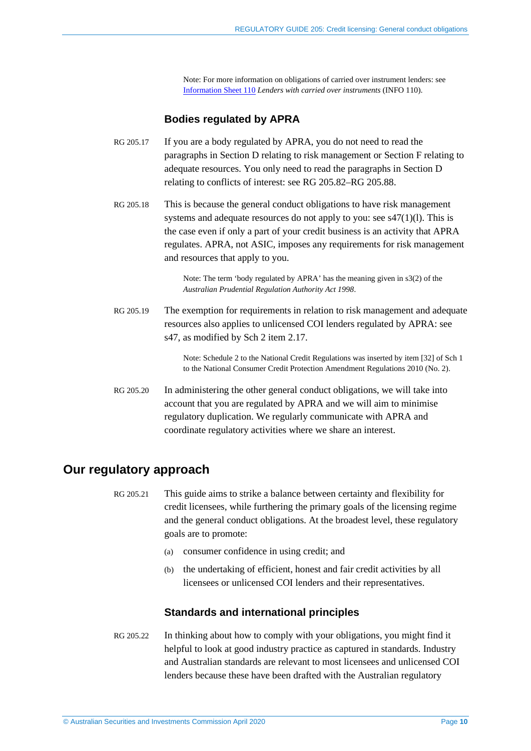Note: For more information on obligations of carried over instrument lenders: see Information Sheet 110 *Lenders with carried over instruments* (INFO 110).

### Bodies regulated by APRA

RG 205.17 If you are a body regulated by APRA, you do not need to read the paragraphs in Section D relating to risk management or Section F relating to adequate resources. You only need to read the paragraphs in Section D relating to conflicts of interest: see RG 205.82–RG 205.88.

RG 205.18 This is because the general conduct obligations to have risk management systems and adequate resources do not apply to you: see s47(1)(l). This is the case even if only a part of your credit business is an activity that APRA regulates. APRA, not ASIC, imposes any requirements for risk management and resources that apply to you.

Note: The term 'body regulated by APRA' has the meaning given in s3(2) of the *Australian Prudential Regulation Authority Act 1998*.

RG 205.19 The exemption for requirements in relation to risk management and adequate resources also applies to unlicensed COI lenders regulated by APRA: see s47, as modified by Sch 2 item 2.17.

Note: Schedule 2 to the National Credit Regulations was inserted by item [32] of Sch 1 to the National Consumer Credit Protection Amendment Regulations 2010 (No. 2).

RG 205.20 In administering the other general conduct obligations, we will take into account that you are regulated by APRA and we will aim to minimise regulatory duplication. We regularly communicate with APRA and coordinate regulatory activities where we share an interest.

## Our regulatory approach

RG 205.21 This guide aims to strike a balance between certainty and flexibility for credit licensees, while furthering the primary goals of the licensing regime and the general conduct obligations. At the broadest level, these regulatory goals are to promote:

(a) consumer confidence in using credit; and

(b) the undertaking of efficient, honest and fair credit activities by all licensees or unlicensed COI lenders and their representatives.

### Standards and international principles

RG 205.22 In thinking about how to comply with your obligations, you might find it helpful to look at good industry practice as captured in standards. Industry and Australian standards are relevant to most licensees and unlicensed COI lenders because these have been drafted with the Australian regulatory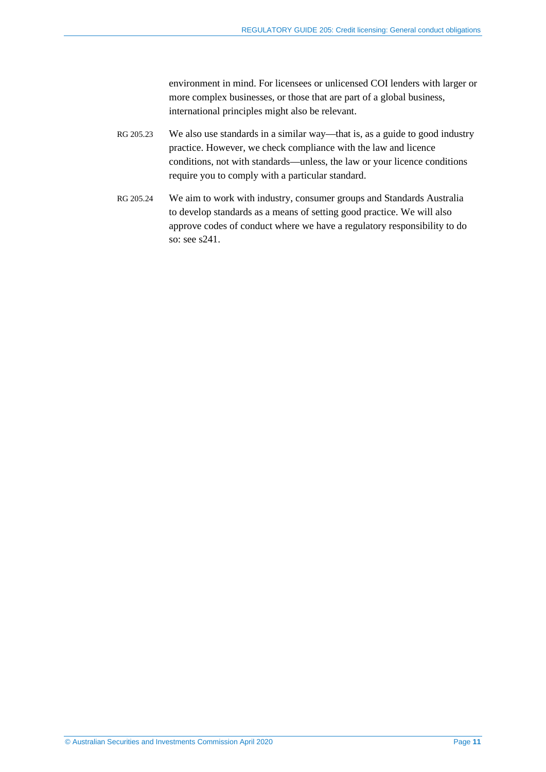environment in mind. For licensees or unlicensed COI lenders with larger or more complex businesses, or those that are part of a global business, international principles might also be relevant.

RG 205.23 We also use standards in a similar way—that is, as a guide to good industry practice. However, we check compliance with the law and licence conditions, not with standards—unless, the law or your licence conditions require you to comply with a particular standard.

RG 205.24 We aim to work with industry, consumer groups and Standards Australia to develop standards as a means of setting good practice. We will also approve codes of conduct where we have a regulatory responsibility to do so: see s241.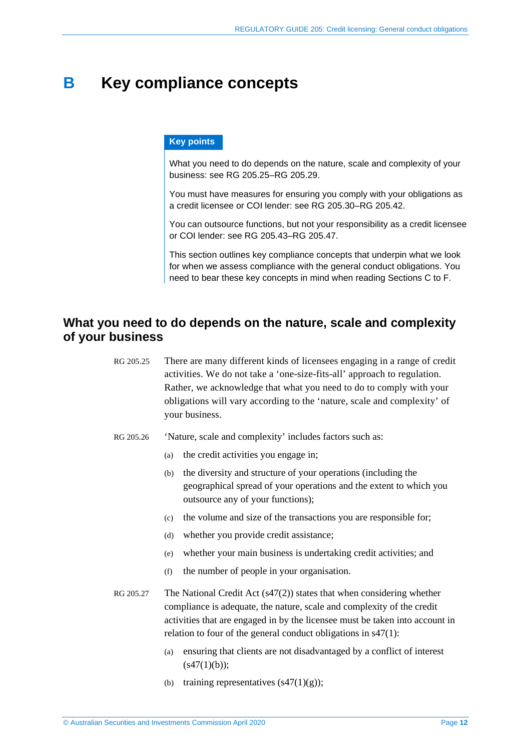# B Key compliance concepts

**Key points**

What you need to do depends on the nature, scale and complexity of your business: see RG 205.25–RG 205.29.

You must have measures for ensuring you comply with your obligations as a credit licensee or COI lender: see RG 205.30–RG 205.42.

You can outsource functions, but not your responsibility as a credit licensee or COI lender: see RG 205.43–RG 205.47.

This section outlines key compliance concepts that underpin what we look for when we assess compliance with the general conduct obligations. You need to bear these key concepts in mind when reading Sections C to F.

## What you need to do depends on the nature, scale and complexity of your business

RG 205.25 There are many different kinds of licensees engaging in a range of credit activities. We do not take a 'one-size-fits-all' approach to regulation. Rather, we acknowledge that what you need to do to comply with your obligations will vary according to the 'nature, scale and complexity' of your business.

RG 205.26 'Nature, scale and complexity' includes factors such as:

(a) the credit activities you engage in;

(b) the diversity and structure of your operations (including the geographical spread of your operations and the extent to which you outsource any of your functions);

(c) the volume and size of the transactions you are responsible for;

(d) whether you provide credit assistance;

(e) whether your main business is undertaking credit activities; and

(f) the number of people in your organisation.

RG 205.27 The National Credit Act (s47(2)) states that when considering whether compliance is adequate, the nature, scale and complexity of the credit activities that are engaged in by the licensee must be taken into account in relation to four of the general conduct obligations in s47(1):

(a) ensuring that clients are not disadvantaged by a conflict of interest (s47(1)(b));

(b) training representatives (s47(1)(g));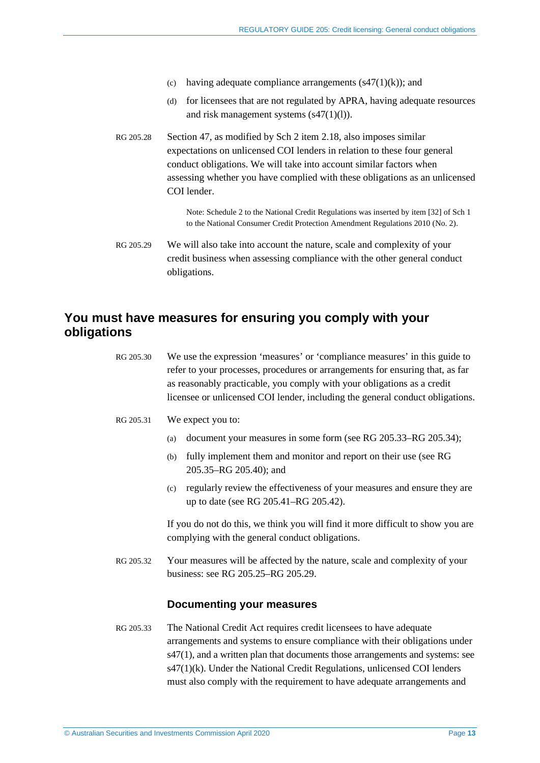(c) having adequate compliance arrangements (s47(1)(k)); and

(d) for licensees that are not regulated by APRA, having adequate resources and risk management systems (s47(1)(l)).

RG 205.28 Section 47, as modified by Sch 2 item 2.18, also imposes similar expectations on unlicensed COI lenders in relation to these four general conduct obligations. We will take into account similar factors when assessing whether you have complied with these obligations as an unlicensed COI lender.

> Note: Schedule 2 to the National Credit Regulations was inserted by item [32] of Sch 1 to the National Consumer Credit Protection Amendment Regulations 2010 (No. 2).

RG 205.29 We will also take into account the nature, scale and complexity of your credit business when assessing compliance with the other general conduct obligations.

## You must have measures for ensuring you comply with your obligations

RG 205.30 We use the expression 'measures' or 'compliance measures' in this guide to refer to your processes, procedures or arrangements for ensuring that, as far as reasonably practicable, you comply with your obligations as a credit licensee or unlicensed COI lender, including the general conduct obligations.

RG 205.31 We expect you to:

(a) document your measures in some form (see RG 205.33–RG 205.34);

(b) fully implement them and monitor and report on their use (see RG 205.35–RG 205.40); and

(c) regularly review the effectiveness of your measures and ensure they are up to date (see RG 205.41–RG 205.42).

If you do not do this, we think you will find it more difficult to show you are complying with the general conduct obligations.

RG 205.32 Your measures will be affected by the nature, scale and complexity of your business: see RG 205.25–RG 205.29.

### Documenting your measures

RG 205.33 The National Credit Act requires credit licensees to have adequate arrangements and systems to ensure compliance with their obligations under s47(1), and a written plan that documents those arrangements and systems: see s47(1)(k). Under the National Credit Regulations, unlicensed COI lenders must also comply with the requirement to have adequate arrangements and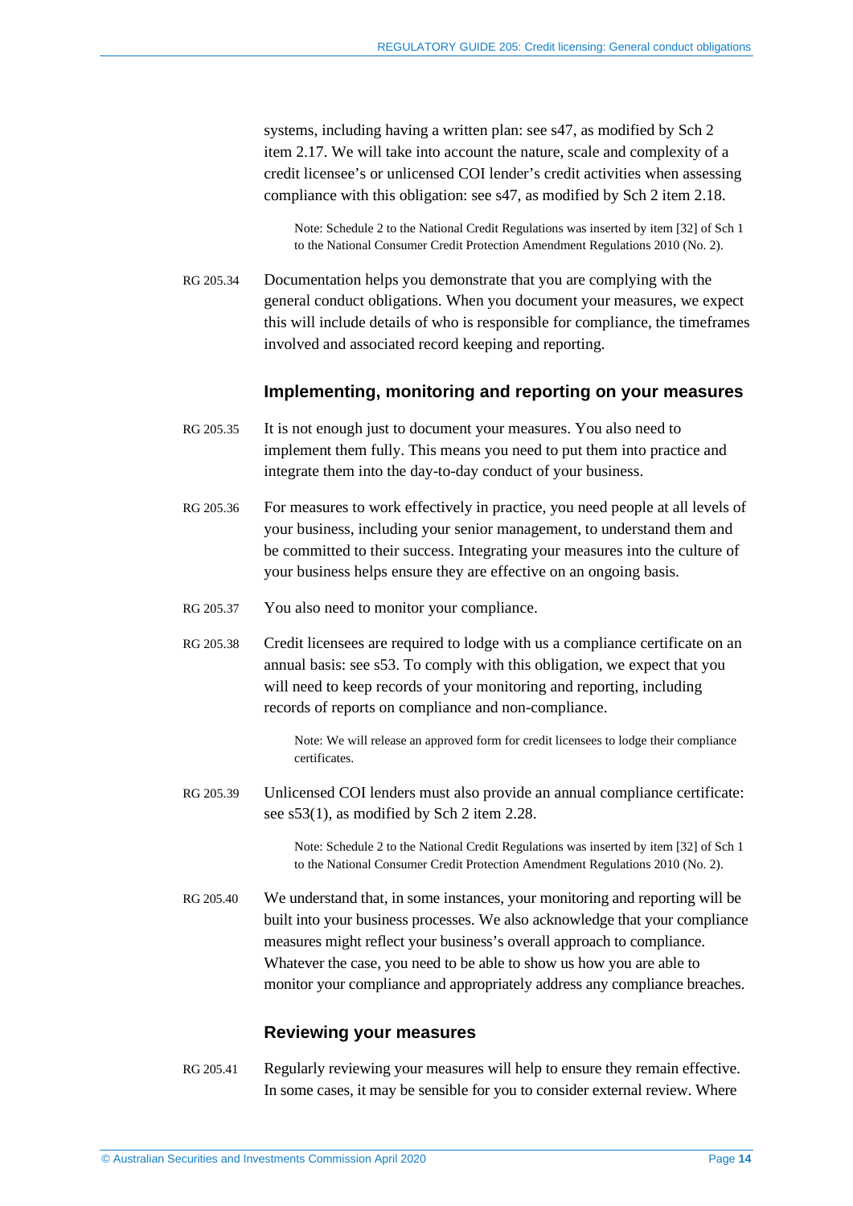systems, including having a written plan: see s47, as modified by Sch 2 item 2.17. We will take into account the nature, scale and complexity of a credit licensee's or unlicensed COI lender's credit activities when assessing compliance with this obligation: see s47, as modified by Sch 2 item 2.18.

> Note: Schedule 2 to the National Credit Regulations was inserted by item [32] of Sch 1 to the National Consumer Credit Protection Amendment Regulations 2010 (No. 2).

RG 205.34 Documentation helps you demonstrate that you are complying with the general conduct obligations. When you document your measures, we expect this will include details of who is responsible for compliance, the timeframes involved and associated record keeping and reporting.

### Implementing, monitoring and reporting on your measures

RG 205.35 It is not enough just to document your measures. You also need to implement them fully. This means you need to put them into practice and integrate them into the day-to-day conduct of your business.

RG 205.36 For measures to work effectively in practice, you need people at all levels of your business, including your senior management, to understand them and be committed to their success. Integrating your measures into the culture of your business helps ensure they are effective on an ongoing basis.

RG 205.37 You also need to monitor your compliance.

RG 205.38 Credit licensees are required to lodge with us a compliance certificate on an annual basis: see s53. To comply with this obligation, we expect that you will need to keep records of your monitoring and reporting, including records of reports on compliance and non-compliance.

> Note: We will release an approved form for credit licensees to lodge their compliance certificates.

RG 205.39 Unlicensed COI lenders must also provide an annual compliance certificate: see s53(1), as modified by Sch 2 item 2.28.

> Note: Schedule 2 to the National Credit Regulations was inserted by item [32] of Sch 1 to the National Consumer Credit Protection Amendment Regulations 2010 (No. 2).

RG 205.40 We understand that, in some instances, your monitoring and reporting will be built into your business processes. We also acknowledge that your compliance measures might reflect your business's overall approach to compliance. Whatever the case, you need to be able to show us how you are able to monitor your compliance and appropriately address any compliance breaches.

### Reviewing your measures

RG 205.41 Regularly reviewing your measures will help to ensure they remain effective. In some cases, it may be sensible for you to consider external review. Where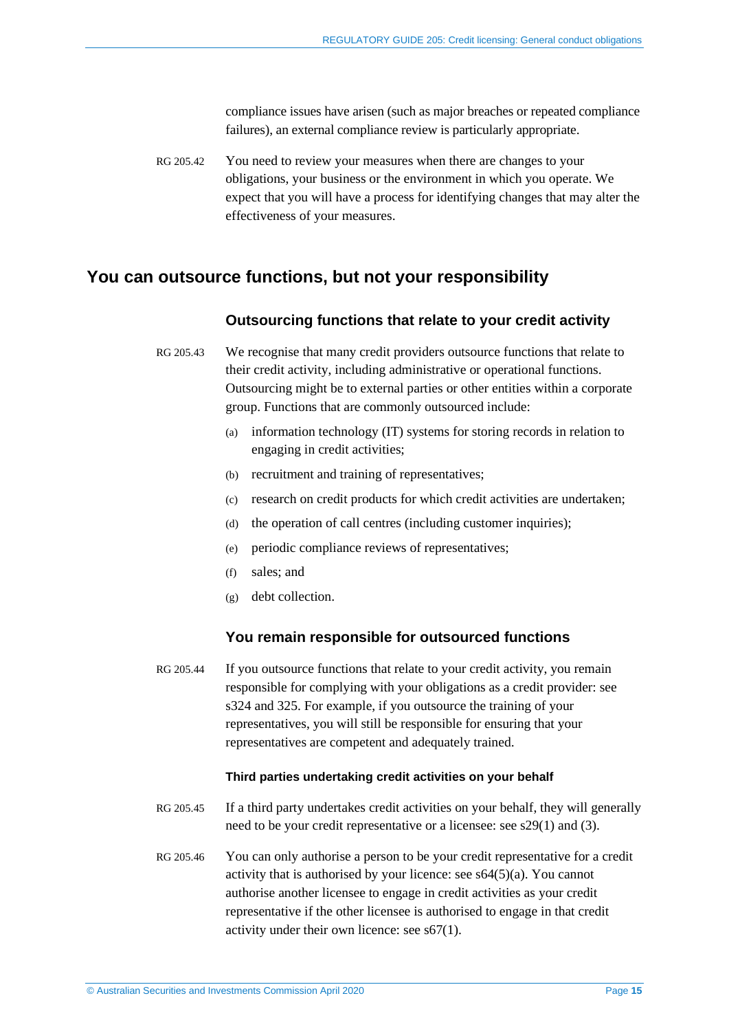compliance issues have arisen (such as major breaches or repeated compliance failures), an external compliance review is particularly appropriate.

RG 205.42 You need to review your measures when there are changes to your obligations, your business or the environment in which you operate. We expect that you will have a process for identifying changes that may alter the effectiveness of your measures.

## You can outsource functions, but not your responsibility

### Outsourcing functions that relate to your credit activity

RG 205.43 We recognise that many credit providers outsource functions that relate to their credit activity, including administrative or operational functions. Outsourcing might be to external parties or other entities within a corporate group. Functions that are commonly outsourced include:

(a) information technology (IT) systems for storing records in relation to engaging in credit activities;

(b) recruitment and training of representatives;

(c) research on credit products for which credit activities are undertaken;

(d) the operation of call centres (including customer inquiries);

(e) periodic compliance reviews of representatives;

(f) sales; and

(g) debt collection.

### You remain responsible for outsourced functions

RG 205.44 If you outsource functions that relate to your credit activity, you remain responsible for complying with your obligations as a credit provider: see s324 and 325. For example, if you outsource the training of your representatives, you will still be responsible for ensuring that your representatives are competent and adequately trained.

#### Third parties undertaking credit activities on your behalf

RG 205.45 If a third party undertakes credit activities on your behalf, they will generally need to be your credit representative or a licensee: see s29(1) and (3).

RG 205.46 You can only authorise a person to be your credit representative for a credit activity that is authorised by your licence: see s64(5)(a). You cannot authorise another licensee to engage in credit activities as your credit representative if the other licensee is authorised to engage in that credit activity under their own licence: see s67(1).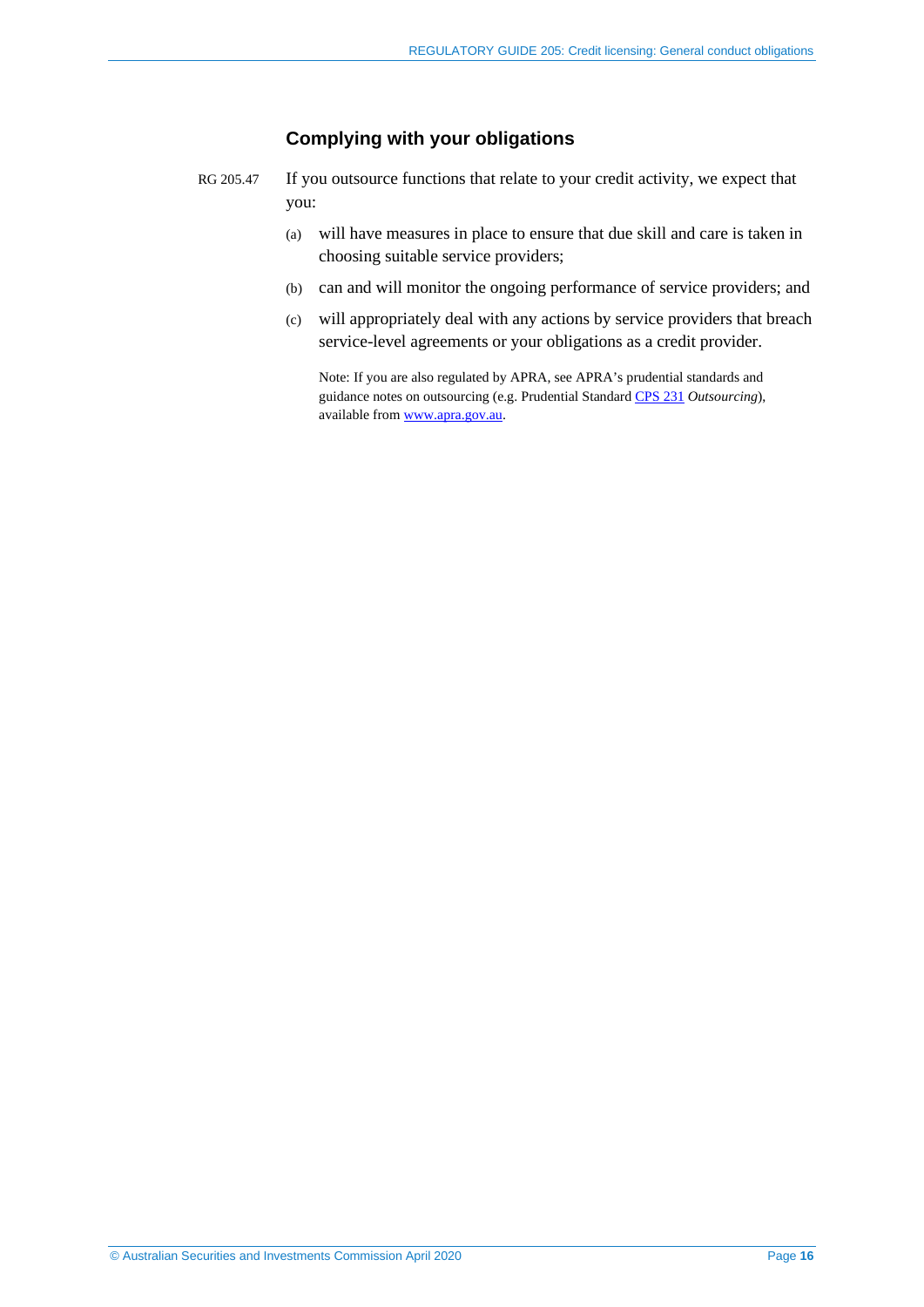### Complying with your obligations

RG 205.47 If you outsource functions that relate to your credit activity, we expect that you:

(a) will have measures in place to ensure that due skill and care is taken in choosing suitable service providers;

(b) can and will monitor the ongoing performance of service providers; and

(c) will appropriately deal with any actions by service providers that breach service-level agreements or your obligations as a credit provider.

Note: If you are also regulated by APRA, see APRA's prudential standards and guidance notes on outsourcing (e.g. Prudential Standard CPS 231 *Outsourcing*), available from www.apra.gov.au.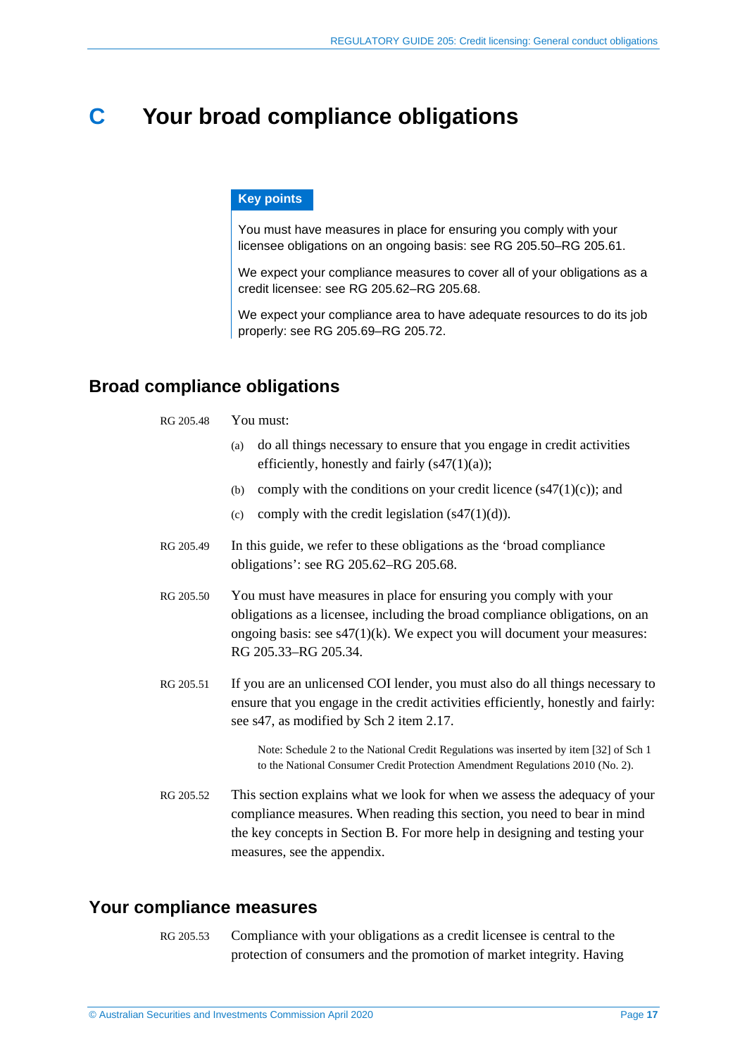# C Your broad compliance obligations

**Key points**

You must have measures in place for ensuring you comply with your licensee obligations on an ongoing basis: see RG 205.50–RG 205.61.

We expect your compliance measures to cover all of your obligations as a credit licensee: see RG 205.62–RG 205.68.

We expect your compliance area to have adequate resources to do its job properly: see RG 205.69–RG 205.72.

## Broad compliance obligations

RG 205.48 You must:

(a) do all things necessary to ensure that you engage in credit activities efficiently, honestly and fairly (s47(1)(a));

(b) comply with the conditions on your credit licence (s47(1)(c)); and

(c) comply with the credit legislation (s47(1)(d)).

RG 205.49 In this guide, we refer to these obligations as the 'broad compliance obligations': see RG 205.62–RG 205.68.

RG 205.50 You must have measures in place for ensuring you comply with your obligations as a licensee, including the broad compliance obligations, on an ongoing basis: see s47(1)(k). We expect you will document your measures: RG 205.33–RG 205.34.

RG 205.51 If you are an unlicensed COI lender, you must also do all things necessary to ensure that you engage in the credit activities efficiently, honestly and fairly: see s47, as modified by Sch 2 item 2.17.

Note: Schedule 2 to the National Credit Regulations was inserted by item [32] of Sch 1 to the National Consumer Credit Protection Amendment Regulations 2010 (No. 2).

RG 205.52 This section explains what we look for when we assess the adequacy of your compliance measures. When reading this section, you need to bear in mind the key concepts in Section B. For more help in designing and testing your measures, see the appendix.

## Your compliance measures

RG 205.53 Compliance with your obligations as a credit licensee is central to the protection of consumers and the promotion of market integrity. Having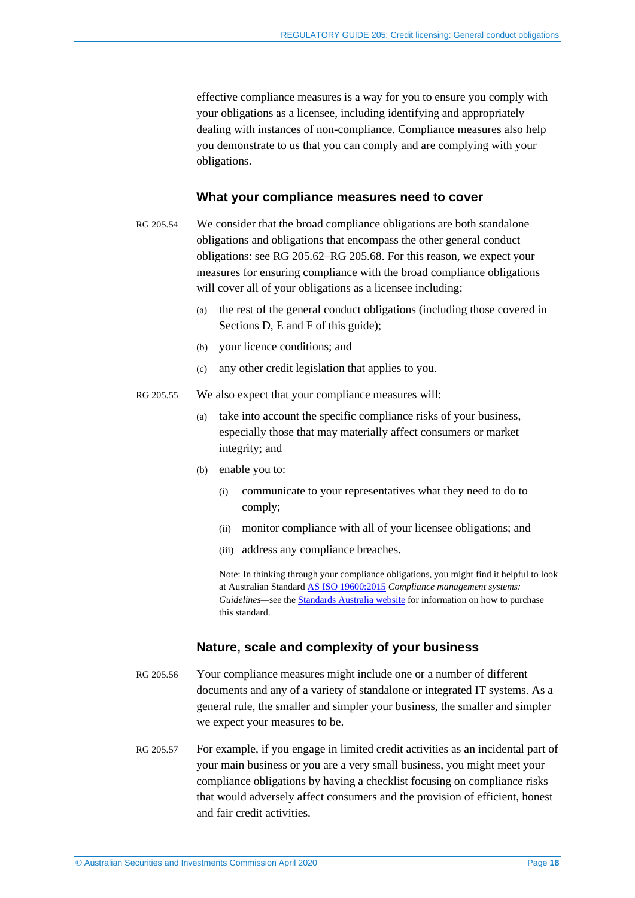effective compliance measures is a way for you to ensure you comply with your obligations as a licensee, including identifying and appropriately dealing with instances of non-compliance. Compliance measures also help you demonstrate to us that you can comply and are complying with your obligations.

### What your compliance measures need to cover

RG 205.54 We consider that the broad compliance obligations are both standalone obligations and obligations that encompass the other general conduct obligations: see RG 205.62–RG 205.68. For this reason, we expect your measures for ensuring compliance with the broad compliance obligations will cover all of your obligations as a licensee including:

(a) the rest of the general conduct obligations (including those covered in Sections D, E and F of this guide);

(b) your licence conditions; and

(c) any other credit legislation that applies to you.

RG 205.55 We also expect that your compliance measures will:

(a) take into account the specific compliance risks of your business, especially those that may materially affect consumers or market integrity; and

(b) enable you to:

(i) communicate to your representatives what they need to do to comply;

(ii) monitor compliance with all of your licensee obligations; and

(iii) address any compliance breaches.

Note: In thinking through your compliance obligations, you might find it helpful to look at Australian Standard AS ISO 19600:2015 *Compliance management systems: Guidelines*—see the Standards Australia website for information on how to purchase this standard.

### Nature, scale and complexity of your business

RG 205.56 Your compliance measures might include one or a number of different documents and any of a variety of standalone or integrated IT systems. As a general rule, the smaller and simpler your business, the smaller and simpler we expect your measures to be.

RG 205.57 For example, if you engage in limited credit activities as an incidental part of your main business or you are a very small business, you might meet your compliance obligations by having a checklist focusing on compliance risks that would adversely affect consumers and the provision of efficient, honest and fair credit activities.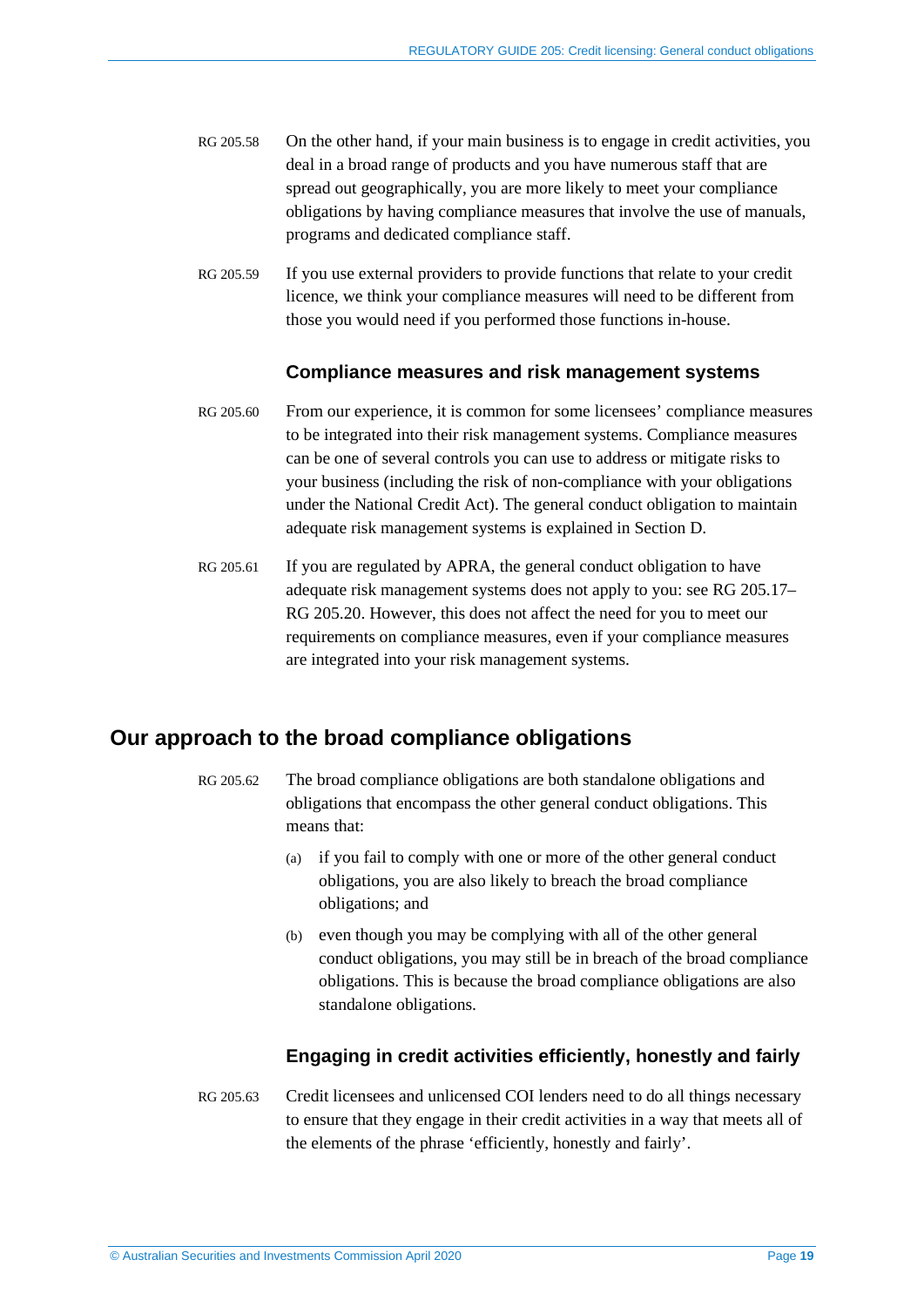RG 205.58 On the other hand, if your main business is to engage in credit activities, you deal in a broad range of products and you have numerous staff that are spread out geographically, you are more likely to meet your compliance obligations by having compliance measures that involve the use of manuals, programs and dedicated compliance staff.

RG 205.59 If you use external providers to provide functions that relate to your credit licence, we think your compliance measures will need to be different from those you would need if you performed those functions in-house.

### Compliance measures and risk management systems

RG 205.60 From our experience, it is common for some licensees' compliance measures to be integrated into their risk management systems. Compliance measures can be one of several controls you can use to address or mitigate risks to your business (including the risk of non-compliance with your obligations under the National Credit Act). The general conduct obligation to maintain adequate risk management systems is explained in Section D.

RG 205.61 If you are regulated by APRA, the general conduct obligation to have adequate risk management systems does not apply to you: see RG 205.17–RG 205.20. However, this does not affect the need for you to meet our requirements on compliance measures, even if your compliance measures are integrated into your risk management systems.

## Our approach to the broad compliance obligations

RG 205.62 The broad compliance obligations are both standalone obligations and obligations that encompass the other general conduct obligations. This means that:

(a) if you fail to comply with one or more of the other general conduct obligations, you are also likely to breach the broad compliance obligations; and

(b) even though you may be complying with all of the other general conduct obligations, you may still be in breach of the broad compliance obligations. This is because the broad compliance obligations are also standalone obligations.

### Engaging in credit activities efficiently, honestly and fairly

RG 205.63 Credit licensees and unlicensed COI lenders need to do all things necessary to ensure that they engage in their credit activities in a way that meets all of the elements of the phrase 'efficiently, honestly and fairly'.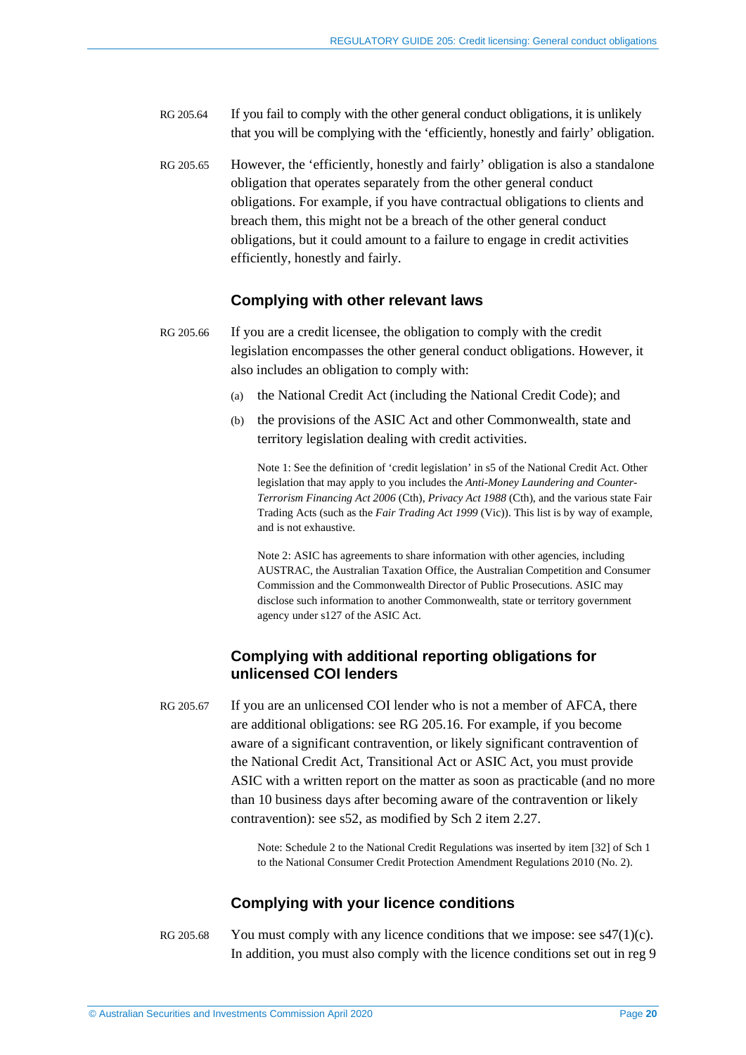RG 205.64 If you fail to comply with the other general conduct obligations, it is unlikely that you will be complying with the 'efficiently, honestly and fairly' obligation.

RG 205.65 However, the 'efficiently, honestly and fairly' obligation is also a standalone obligation that operates separately from the other general conduct obligations. For example, if you have contractual obligations to clients and breach them, this might not be a breach of the other general conduct obligations, but it could amount to a failure to engage in credit activities efficiently, honestly and fairly.

### Complying with other relevant laws

RG 205.66 If you are a credit licensee, the obligation to comply with the credit legislation encompasses the other general conduct obligations. However, it also includes an obligation to comply with:

(a) the National Credit Act (including the National Credit Code); and

(b) the provisions of the ASIC Act and other Commonwealth, state and territory legislation dealing with credit activities.

Note 1: See the definition of 'credit legislation' in s5 of the National Credit Act. Other legislation that may apply to you includes the *Anti-Money Laundering and Counter-Terrorism Financing Act 2006* (Cth), *Privacy Act 1988* (Cth), and the various state Fair Trading Acts (such as the *Fair Trading Act 1999* (Vic)). This list is by way of example, and is not exhaustive.

Note 2: ASIC has agreements to share information with other agencies, including AUSTRAC, the Australian Taxation Office, the Australian Competition and Consumer Commission and the Commonwealth Director of Public Prosecutions. ASIC may disclose such information to another Commonwealth, state or territory government agency under s127 of the ASIC Act.

### Complying with additional reporting obligations for unlicensed COI lenders

RG 205.67 If you are an unlicensed COI lender who is not a member of AFCA, there are additional obligations: see RG 205.16. For example, if you become aware of a significant contravention, or likely significant contravention of the National Credit Act, Transitional Act or ASIC Act, you must provide ASIC with a written report on the matter as soon as practicable (and no more than 10 business days after becoming aware of the contravention or likely contravention): see s52, as modified by Sch 2 item 2.27.

Note: Schedule 2 to the National Credit Regulations was inserted by item [32] of Sch 1 to the National Consumer Credit Protection Amendment Regulations 2010 (No. 2).

### Complying with your licence conditions

RG 205.68 You must comply with any licence conditions that we impose: see s47(1)(c). In addition, you must also comply with the licence conditions set out in reg 9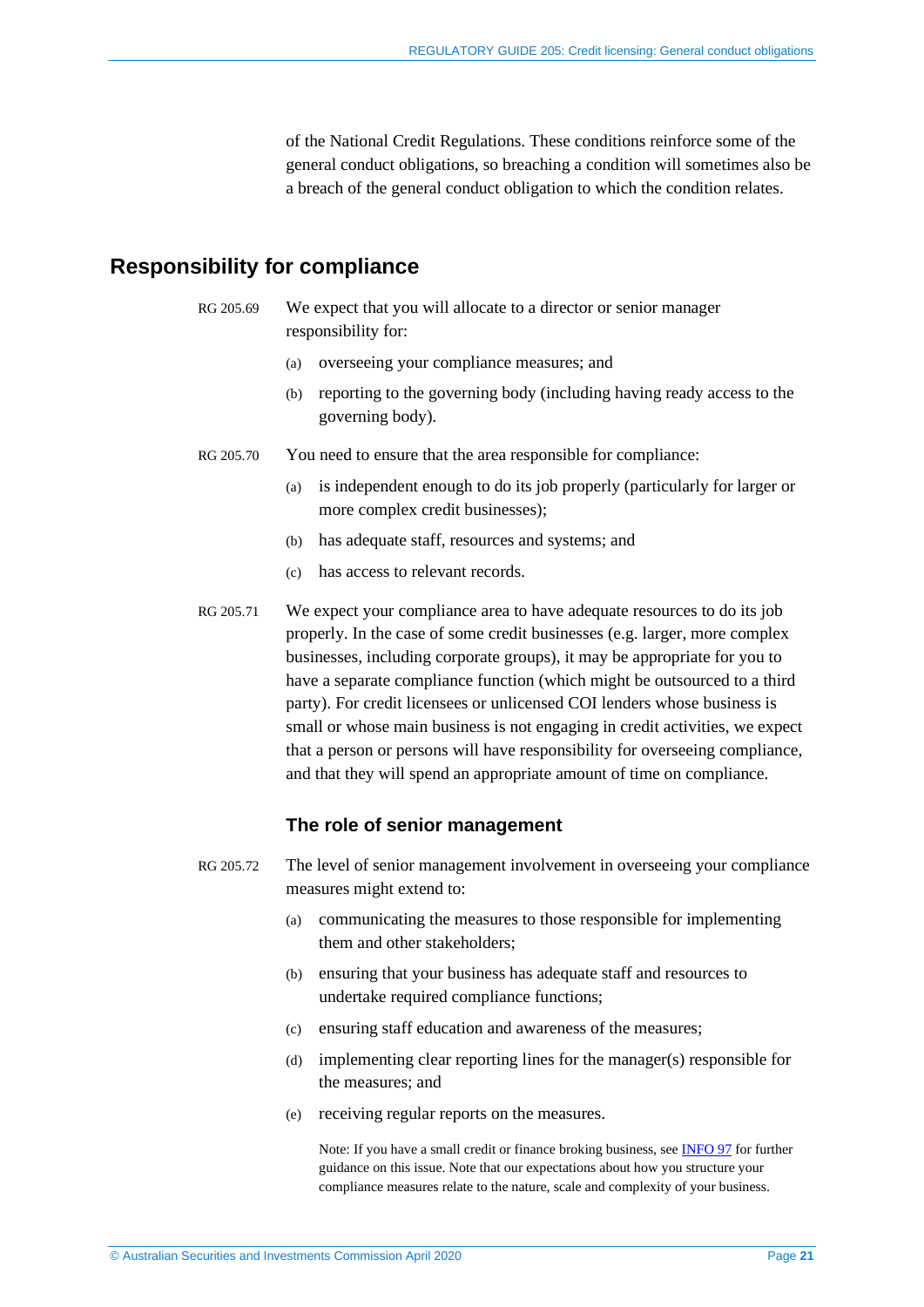of the National Credit Regulations. These conditions reinforce some of the general conduct obligations, so breaching a condition will sometimes also be a breach of the general conduct obligation to which the condition relates.

## Responsibility for compliance

RG 205.69 We expect that you will allocate to a director or senior manager responsibility for:

(a) overseeing your compliance measures; and

(b) reporting to the governing body (including having ready access to the governing body).

RG 205.70 You need to ensure that the area responsible for compliance:

(a) is independent enough to do its job properly (particularly for larger or more complex credit businesses);

(b) has adequate staff, resources and systems; and

(c) has access to relevant records.

RG 205.71 We expect your compliance area to have adequate resources to do its job properly. In the case of some credit businesses (e.g. larger, more complex businesses, including corporate groups), it may be appropriate for you to have a separate compliance function (which might be outsourced to a third party). For credit licensees or unlicensed COI lenders whose business is small or whose main business is not engaging in credit activities, we expect that a person or persons will have responsibility for overseeing compliance, and that they will spend an appropriate amount of time on compliance.

### The role of senior management

RG 205.72 The level of senior management involvement in overseeing your compliance measures might extend to:

(a) communicating the measures to those responsible for implementing them and other stakeholders;

(b) ensuring that your business has adequate staff and resources to undertake required compliance functions;

(c) ensuring staff education and awareness of the measures;

(d) implementing clear reporting lines for the manager(s) responsible for the measures; and

(e) receiving regular reports on the measures.

Note: If you have a small credit or finance broking business, see INFO 97 for further guidance on this issue. Note that our expectations about how you structure your compliance measures relate to the nature, scale and complexity of your business.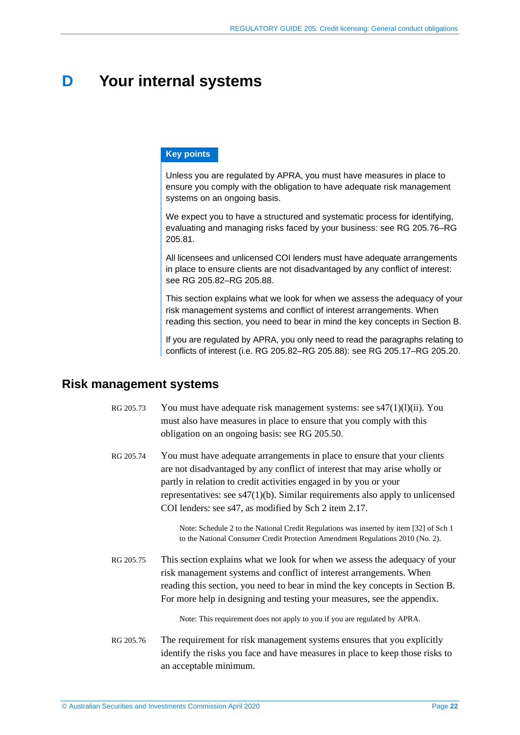# D Your internal systems

> **Key points**
>
> Unless you are regulated by APRA, you must have measures in place to ensure you comply with the obligation to have adequate risk management systems on an ongoing basis.
>
> We expect you to have a structured and systematic process for identifying, evaluating and managing risks faced by your business: see RG 205.76–RG 205.81.
>
> All licensees and unlicensed COI lenders must have adequate arrangements in place to ensure clients are not disadvantaged by any conflict of interest: see RG 205.82–RG 205.88.
>
> This section explains what we look for when we assess the adequacy of your risk management systems and conflict of interest arrangements. When reading this section, you need to bear in mind the key concepts in Section B.
>
> If you are regulated by APRA, you only need to read the paragraphs relating to conflicts of interest (i.e. RG 205.82–RG 205.88): see RG 205.17–RG 205.20.

## Risk management systems

RG 205.73 You must have adequate risk management systems: see s47(1)(l)(ii). You must also have measures in place to ensure that you comply with this obligation on an ongoing basis: see RG 205.50.

RG 205.74 You must have adequate arrangements in place to ensure that your clients are not disadvantaged by any conflict of interest that may arise wholly or partly in relation to credit activities engaged in by you or your representatives: see s47(1)(b). Similar requirements also apply to unlicensed COI lenders: see s47, as modified by Sch 2 item 2.17.

Note: Schedule 2 to the National Credit Regulations was inserted by item [32] of Sch 1 to the National Consumer Credit Protection Amendment Regulations 2010 (No. 2).

RG 205.75 This section explains what we look for when we assess the adequacy of your risk management systems and conflict of interest arrangements. When reading this section, you need to bear in mind the key concepts in Section B. For more help in designing and testing your measures, see the appendix.

Note: This requirement does not apply to you if you are regulated by APRA.

RG 205.76 The requirement for risk management systems ensures that you explicitly identify the risks you face and have measures in place to keep those risks to an acceptable minimum.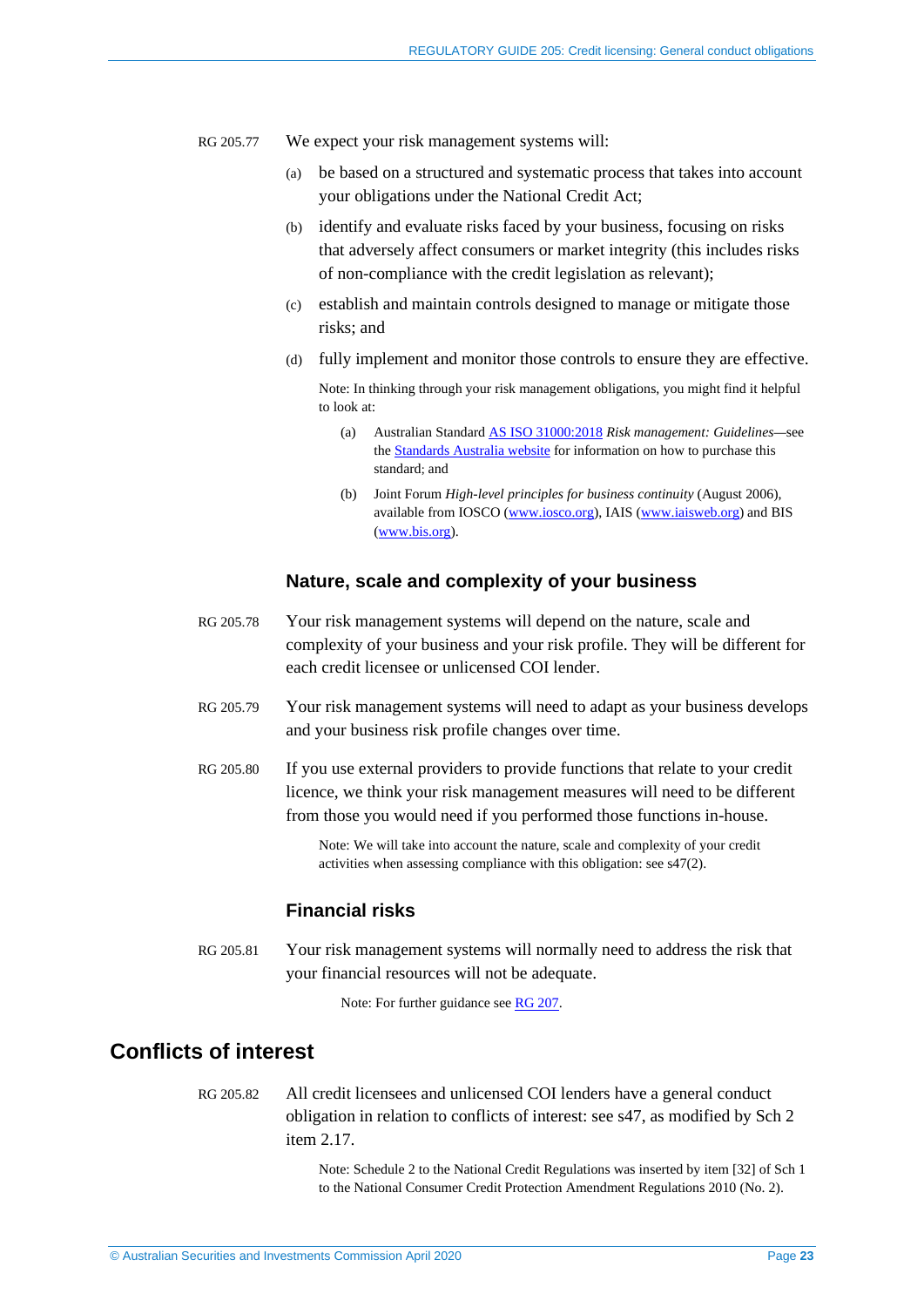RG 205.77 We expect your risk management systems will:

(a) be based on a structured and systematic process that takes into account your obligations under the National Credit Act;

(b) identify and evaluate risks faced by your business, focusing on risks that adversely affect consumers or market integrity (this includes risks of non-compliance with the credit legislation as relevant);

(c) establish and maintain controls designed to manage or mitigate those risks; and

(d) fully implement and monitor those controls to ensure they are effective.

Note: In thinking through your risk management obligations, you might find it helpful to look at:

(a) Australian Standard AS ISO 31000:2018 *Risk management: Guidelines*—see the Standards Australia website for information on how to purchase this standard; and

(b) Joint Forum *High-level principles for business continuity* (August 2006), available from IOSCO (www.iosco.org), IAIS (www.iaisweb.org) and BIS (www.bis.org).

### Nature, scale and complexity of your business

RG 205.78 Your risk management systems will depend on the nature, scale and complexity of your business and your risk profile. They will be different for each credit licensee or unlicensed COI lender.

RG 205.79 Your risk management systems will need to adapt as your business develops and your business risk profile changes over time.

RG 205.80 If you use external providers to provide functions that relate to your credit licence, we think your risk management measures will need to be different from those you would need if you performed those functions in-house.

Note: We will take into account the nature, scale and complexity of your credit activities when assessing compliance with this obligation: see s47(2).

### Financial risks

RG 205.81 Your risk management systems will normally need to address the risk that your financial resources will not be adequate.

Note: For further guidance see RG 207.

## Conflicts of interest

RG 205.82 All credit licensees and unlicensed COI lenders have a general conduct obligation in relation to conflicts of interest: see s47, as modified by Sch 2 item 2.17.

Note: Schedule 2 to the National Credit Regulations was inserted by item [32] of Sch 1 to the National Consumer Credit Protection Amendment Regulations 2010 (No. 2).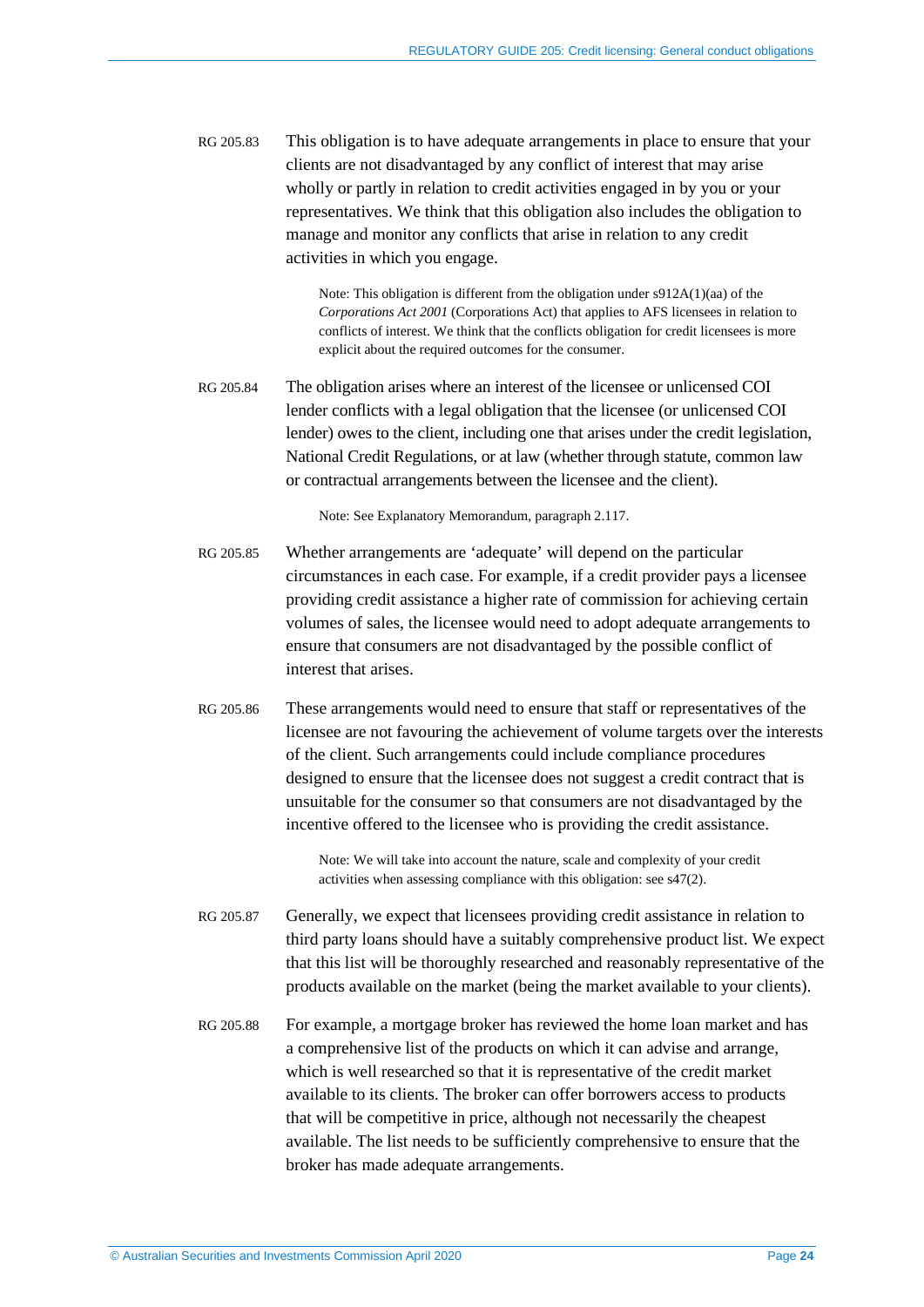RG 205.83 This obligation is to have adequate arrangements in place to ensure that your clients are not disadvantaged by any conflict of interest that may arise wholly or partly in relation to credit activities engaged in by you or your representatives. We think that this obligation also includes the obligation to manage and monitor any conflicts that arise in relation to any credit activities in which you engage.

> Note: This obligation is different from the obligation under s912A(1)(aa) of the *Corporations Act 2001* (Corporations Act) that applies to AFS licensees in relation to conflicts of interest. We think that the conflicts obligation for credit licensees is more explicit about the required outcomes for the consumer.

RG 205.84 The obligation arises where an interest of the licensee or unlicensed COI lender conflicts with a legal obligation that the licensee (or unlicensed COI lender) owes to the client, including one that arises under the credit legislation, National Credit Regulations, or at law (whether through statute, common law or contractual arrangements between the licensee and the client).

> Note: See Explanatory Memorandum, paragraph 2.117.

RG 205.85 Whether arrangements are 'adequate' will depend on the particular circumstances in each case. For example, if a credit provider pays a licensee providing credit assistance a higher rate of commission for achieving certain volumes of sales, the licensee would need to adopt adequate arrangements to ensure that consumers are not disadvantaged by the possible conflict of interest that arises.

RG 205.86 These arrangements would need to ensure that staff or representatives of the licensee are not favouring the achievement of volume targets over the interests of the client. Such arrangements could include compliance procedures designed to ensure that the licensee does not suggest a credit contract that is unsuitable for the consumer so that consumers are not disadvantaged by the incentive offered to the licensee who is providing the credit assistance.

> Note: We will take into account the nature, scale and complexity of your credit activities when assessing compliance with this obligation: see s47(2).

RG 205.87 Generally, we expect that licensees providing credit assistance in relation to third party loans should have a suitably comprehensive product list. We expect that this list will be thoroughly researched and reasonably representative of the products available on the market (being the market available to your clients).

RG 205.88 For example, a mortgage broker has reviewed the home loan market and has a comprehensive list of the products on which it can advise and arrange, which is well researched so that it is representative of the credit market available to its clients. The broker can offer borrowers access to products that will be competitive in price, although not necessarily the cheapest available. The list needs to be sufficiently comprehensive to ensure that the broker has made adequate arrangements.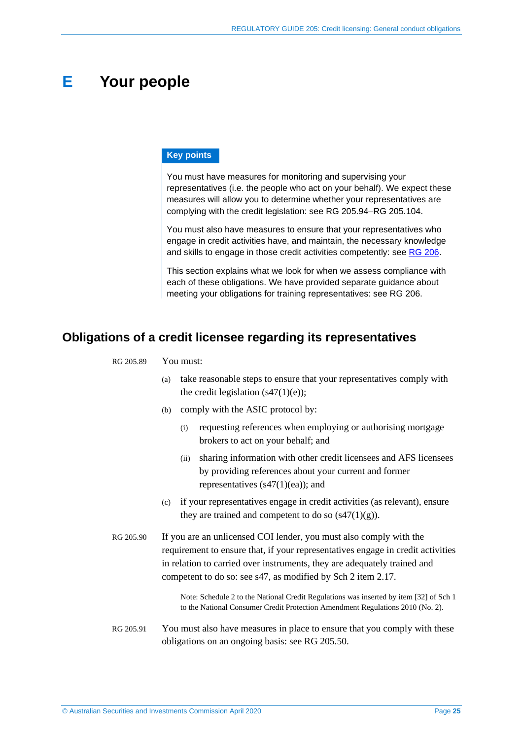# E Your people

> **Key points**
>
> You must have measures for monitoring and supervising your representatives (i.e. the people who act on your behalf). We expect these measures will allow you to determine whether your representatives are complying with the credit legislation: see RG 205.94–RG 205.104.
>
> You must also have measures to ensure that your representatives who engage in credit activities have, and maintain, the necessary knowledge and skills to engage in those credit activities competently: see RG 206.
>
> This section explains what we look for when we assess compliance with each of these obligations. We have provided separate guidance about meeting your obligations for training representatives: see RG 206.

## Obligations of a credit licensee regarding its representatives

RG 205.89 You must:

(a) take reasonable steps to ensure that your representatives comply with the credit legislation (s47(1)(e));

(b) comply with the ASIC protocol by:

(i) requesting references when employing or authorising mortgage brokers to act on your behalf; and

(ii) sharing information with other credit licensees and AFS licensees by providing references about your current and former representatives (s47(1)(ea)); and

(c) if your representatives engage in credit activities (as relevant), ensure they are trained and competent to do so (s47(1)(g)).

RG 205.90 If you are an unlicensed COI lender, you must also comply with the requirement to ensure that, if your representatives engage in credit activities in relation to carried over instruments, they are adequately trained and competent to do so: see s47, as modified by Sch 2 item 2.17.

Note: Schedule 2 to the National Credit Regulations was inserted by item [32] of Sch 1 to the National Consumer Credit Protection Amendment Regulations 2010 (No. 2).

RG 205.91 You must also have measures in place to ensure that you comply with these obligations on an ongoing basis: see RG 205.50.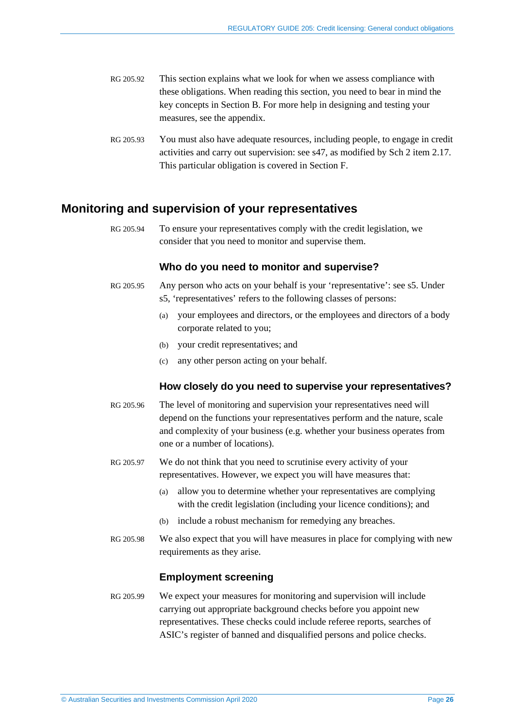RG 205.92 This section explains what we look for when we assess compliance with these obligations. When reading this section, you need to bear in mind the key concepts in Section B. For more help in designing and testing your measures, see the appendix.

RG 205.93 You must also have adequate resources, including people, to engage in credit activities and carry out supervision: see s47, as modified by Sch 2 item 2.17. This particular obligation is covered in Section F.

## Monitoring and supervision of your representatives

RG 205.94 To ensure your representatives comply with the credit legislation, we consider that you need to monitor and supervise them.

### Who do you need to monitor and supervise?

RG 205.95 Any person who acts on your behalf is your 'representative': see s5. Under s5, 'representatives' refers to the following classes of persons:

(a) your employees and directors, or the employees and directors of a body corporate related to you;

(b) your credit representatives; and

(c) any other person acting on your behalf.

### How closely do you need to supervise your representatives?

RG 205.96 The level of monitoring and supervision your representatives need will depend on the functions your representatives perform and the nature, scale and complexity of your business (e.g. whether your business operates from one or a number of locations).

RG 205.97 We do not think that you need to scrutinise every activity of your representatives. However, we expect you will have measures that:

(a) allow you to determine whether your representatives are complying with the credit legislation (including your licence conditions); and

(b) include a robust mechanism for remedying any breaches.

RG 205.98 We also expect that you will have measures in place for complying with new requirements as they arise.

### Employment screening

RG 205.99 We expect your measures for monitoring and supervision will include carrying out appropriate background checks before you appoint new representatives. These checks could include referee reports, searches of ASIC's register of banned and disqualified persons and police checks.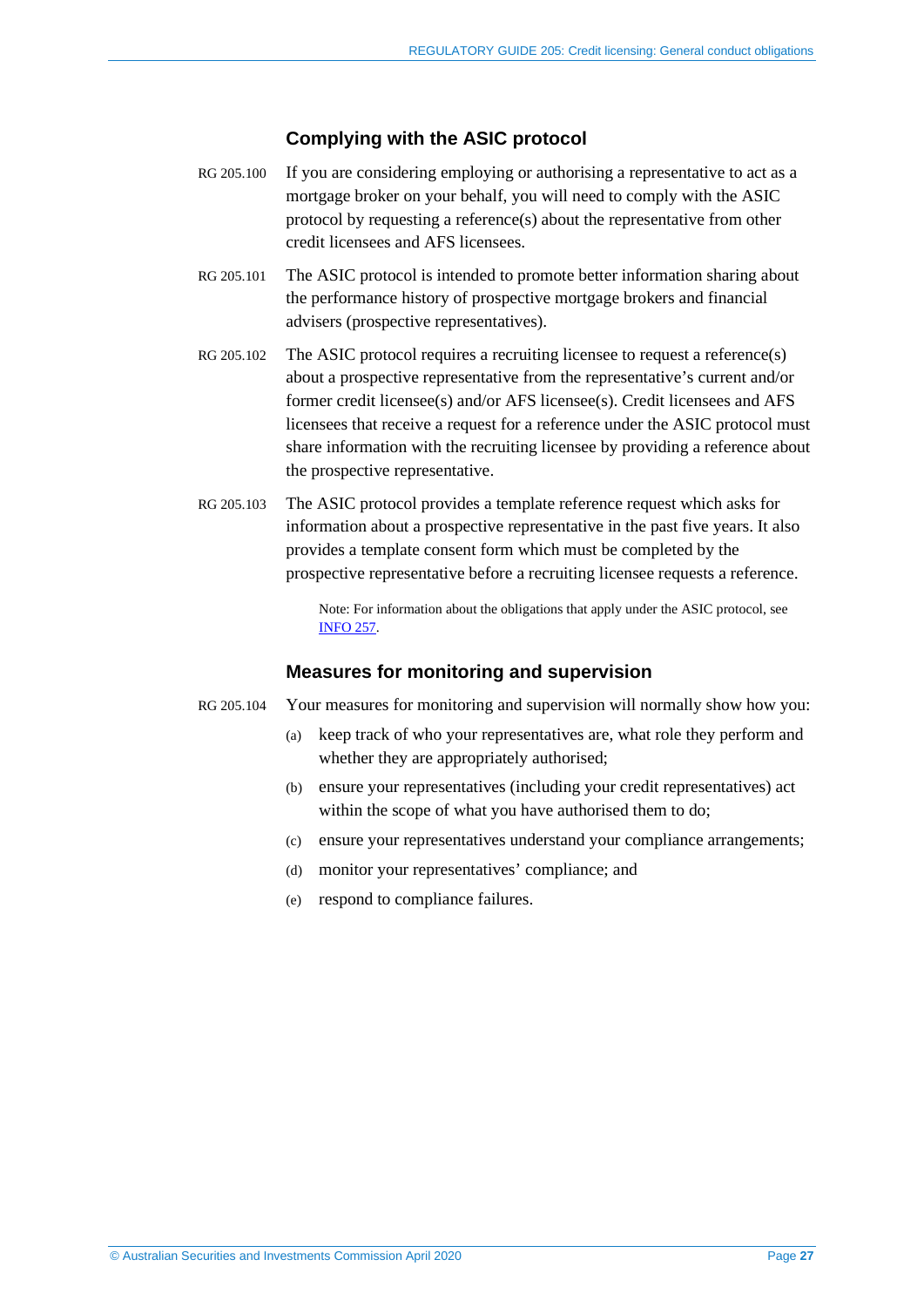### Complying with the ASIC protocol

RG 205.100 If you are considering employing or authorising a representative to act as a mortgage broker on your behalf, you will need to comply with the ASIC protocol by requesting a reference(s) about the representative from other credit licensees and AFS licensees.

RG 205.101 The ASIC protocol is intended to promote better information sharing about the performance history of prospective mortgage brokers and financial advisers (prospective representatives).

RG 205.102 The ASIC protocol requires a recruiting licensee to request a reference(s) about a prospective representative from the representative's current and/or former credit licensee(s) and/or AFS licensee(s). Credit licensees and AFS licensees that receive a request for a reference under the ASIC protocol must share information with the recruiting licensee by providing a reference about the prospective representative.

RG 205.103 The ASIC protocol provides a template reference request which asks for information about a prospective representative in the past five years. It also provides a template consent form which must be completed by the prospective representative before a recruiting licensee requests a reference.

> Note: For information about the obligations that apply under the ASIC protocol, see INFO 257.

### Measures for monitoring and supervision

RG 205.104 Your measures for monitoring and supervision will normally show how you:

(a) keep track of who your representatives are, what role they perform and whether they are appropriately authorised;

(b) ensure your representatives (including your credit representatives) act within the scope of what you have authorised them to do;

(c) ensure your representatives understand your compliance arrangements;

(d) monitor your representatives' compliance; and

(e) respond to compliance failures.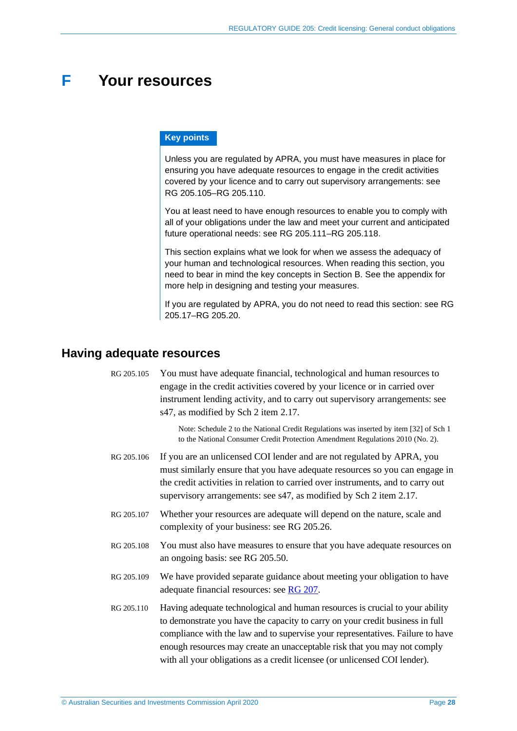# F Your resources

**Key points**

Unless you are regulated by APRA, you must have measures in place for ensuring you have adequate resources to engage in the credit activities covered by your licence and to carry out supervisory arrangements: see RG 205.105–RG 205.110.

You at least need to have enough resources to enable you to comply with all of your obligations under the law and meet your current and anticipated future operational needs: see RG 205.111–RG 205.118.

This section explains what we look for when we assess the adequacy of your human and technological resources. When reading this section, you need to bear in mind the key concepts in Section B. See the appendix for more help in designing and testing your measures.

If you are regulated by APRA, you do not need to read this section: see RG 205.17–RG 205.20.

## Having adequate resources

RG 205.105 You must have adequate financial, technological and human resources to engage in the credit activities covered by your licence or in carried over instrument lending activity, and to carry out supervisory arrangements: see s47, as modified by Sch 2 item 2.17.

> Note: Schedule 2 to the National Credit Regulations was inserted by item [32] of Sch 1 to the National Consumer Credit Protection Amendment Regulations 2010 (No. 2).

RG 205.106 If you are an unlicensed COI lender and are not regulated by APRA, you must similarly ensure that you have adequate resources so you can engage in the credit activities in relation to carried over instruments, and to carry out supervisory arrangements: see s47, as modified by Sch 2 item 2.17.

RG 205.107 Whether your resources are adequate will depend on the nature, scale and complexity of your business: see RG 205.26.

RG 205.108 You must also have measures to ensure that you have adequate resources on an ongoing basis: see RG 205.50.

RG 205.109 We have provided separate guidance about meeting your obligation to have adequate financial resources: see RG 207.

RG 205.110 Having adequate technological and human resources is crucial to your ability to demonstrate you have the capacity to carry on your credit business in full compliance with the law and to supervise your representatives. Failure to have enough resources may create an unacceptable risk that you may not comply with all your obligations as a credit licensee (or unlicensed COI lender).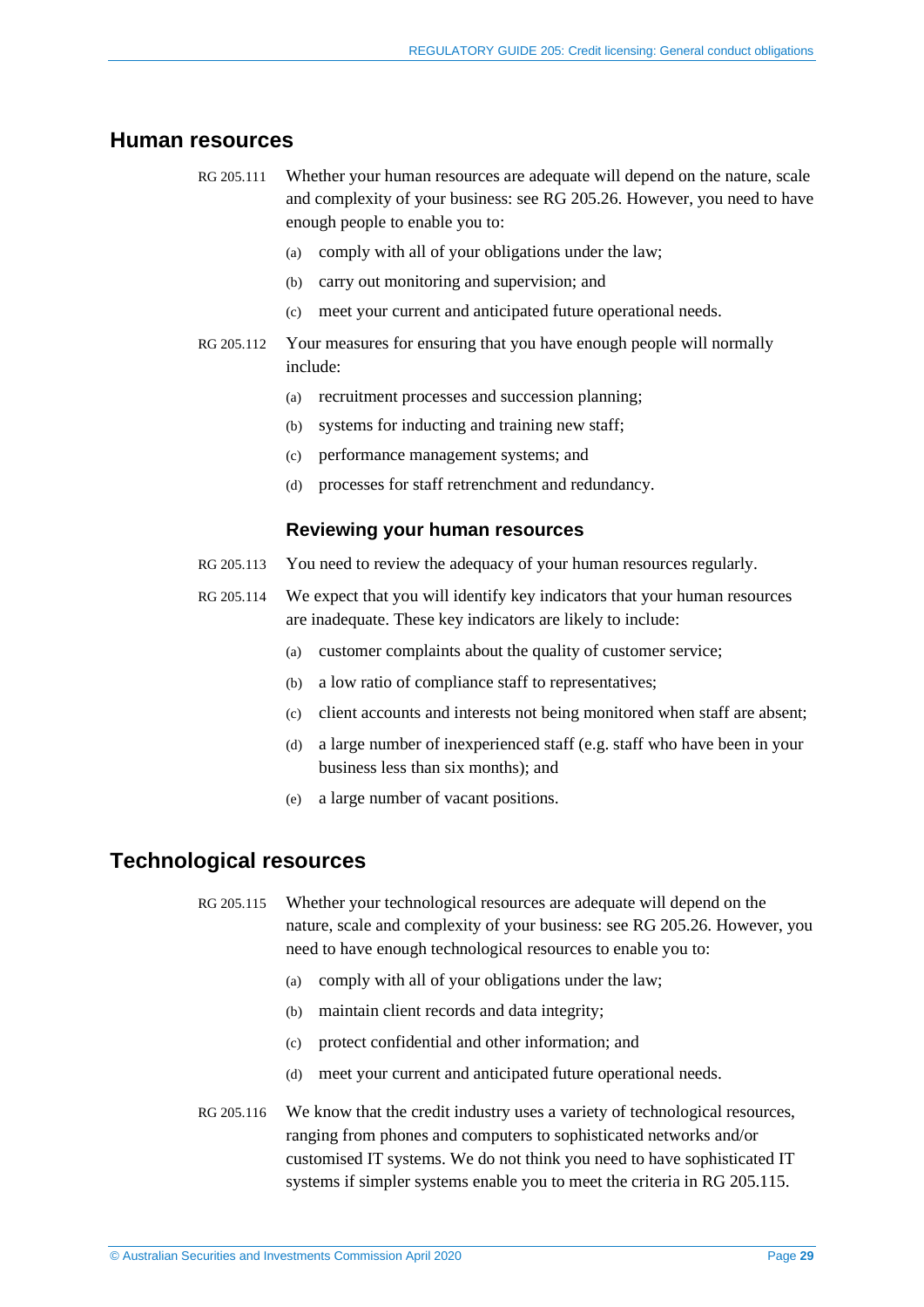## Human resources

RG 205.111 Whether your human resources are adequate will depend on the nature, scale and complexity of your business: see RG 205.26. However, you need to have enough people to enable you to:

- (a) comply with all of your obligations under the law;
- (b) carry out monitoring and supervision; and
- (c) meet your current and anticipated future operational needs.

RG 205.112 Your measures for ensuring that you have enough people will normally include:

- (a) recruitment processes and succession planning;
- (b) systems for inducting and training new staff;
- (c) performance management systems; and
- (d) processes for staff retrenchment and redundancy.

### Reviewing your human resources

RG 205.113 You need to review the adequacy of your human resources regularly.

RG 205.114 We expect that you will identify key indicators that your human resources are inadequate. These key indicators are likely to include:

- (a) customer complaints about the quality of customer service;
- (b) a low ratio of compliance staff to representatives;
- (c) client accounts and interests not being monitored when staff are absent;
- (d) a large number of inexperienced staff (e.g. staff who have been in your business less than six months); and
- (e) a large number of vacant positions.

## Technological resources

RG 205.115 Whether your technological resources are adequate will depend on the nature, scale and complexity of your business: see RG 205.26. However, you need to have enough technological resources to enable you to:

- (a) comply with all of your obligations under the law;
- (b) maintain client records and data integrity;
- (c) protect confidential and other information; and
- (d) meet your current and anticipated future operational needs.

RG 205.116 We know that the credit industry uses a variety of technological resources, ranging from phones and computers to sophisticated networks and/or customised IT systems. We do not think you need to have sophisticated IT systems if simpler systems enable you to meet the criteria in RG 205.115.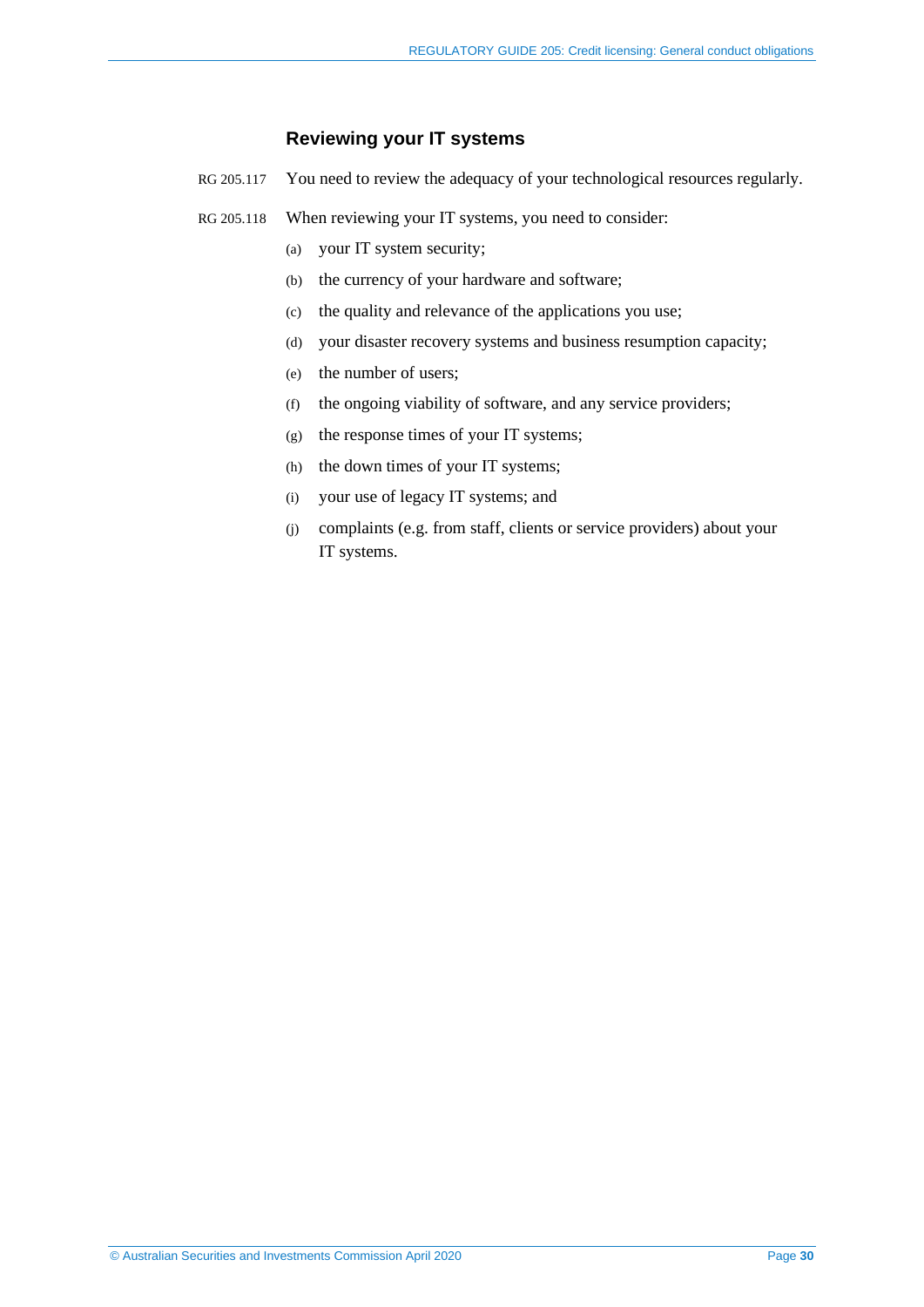### Reviewing your IT systems

RG 205.117 You need to review the adequacy of your technological resources regularly.

RG 205.118 When reviewing your IT systems, you need to consider:

(a) your IT system security;

(b) the currency of your hardware and software;

(c) the quality and relevance of the applications you use;

(d) your disaster recovery systems and business resumption capacity;

(e) the number of users;

(f) the ongoing viability of software, and any service providers;

(g) the response times of your IT systems;

(h) the down times of your IT systems;

(i) your use of legacy IT systems; and

(j) complaints (e.g. from staff, clients or service providers) about your IT systems.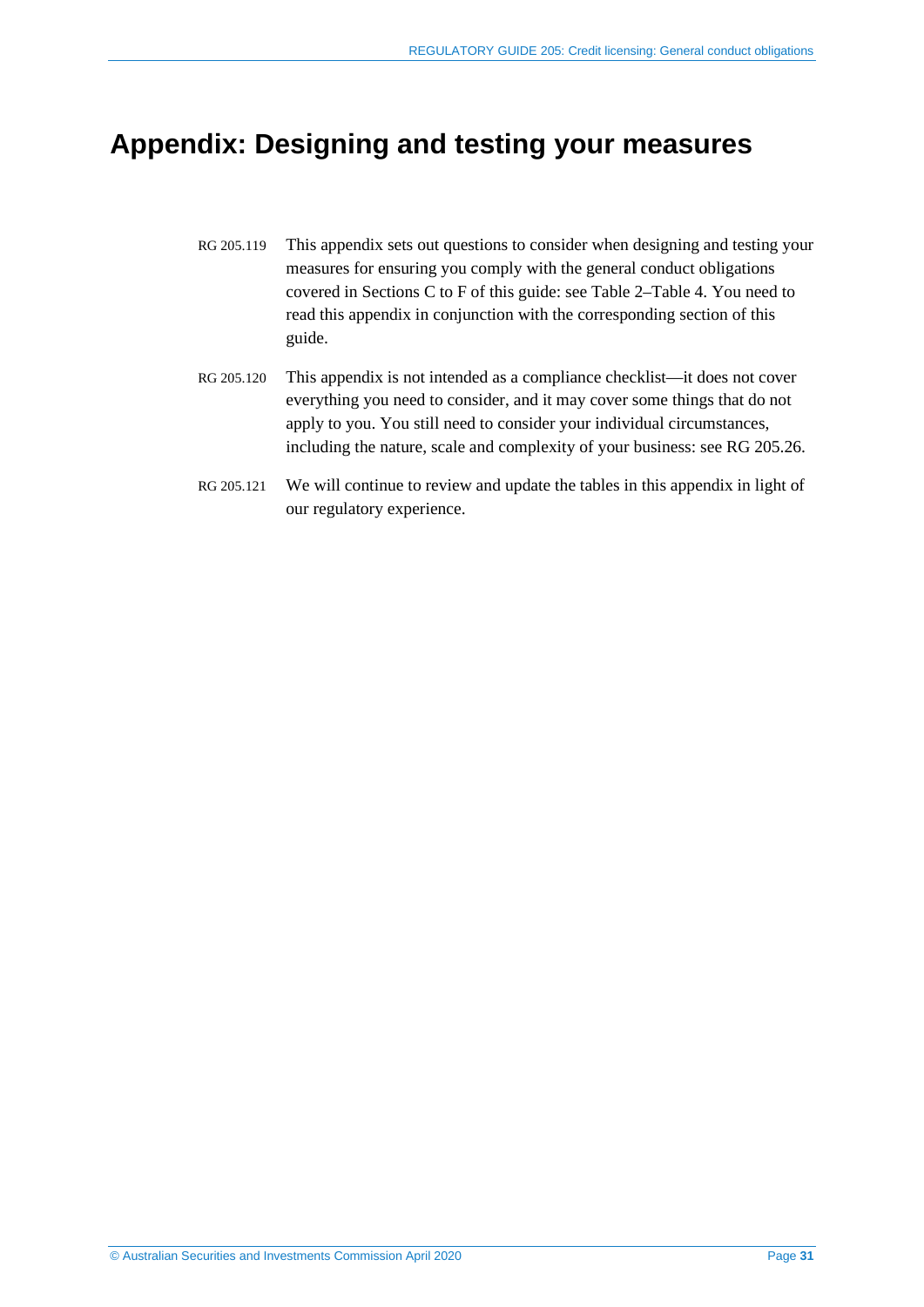# Appendix: Designing and testing your measures

RG 205.119 This appendix sets out questions to consider when designing and testing your measures for ensuring you comply with the general conduct obligations covered in Sections C to F of this guide: see Table 2–Table 4. You need to read this appendix in conjunction with the corresponding section of this guide.

RG 205.120 This appendix is not intended as a compliance checklist—it does not cover everything you need to consider, and it may cover some things that do not apply to you. You still need to consider your individual circumstances, including the nature, scale and complexity of your business: see RG 205.26.

RG 205.121 We will continue to review and update the tables in this appendix in light of our regulatory experience.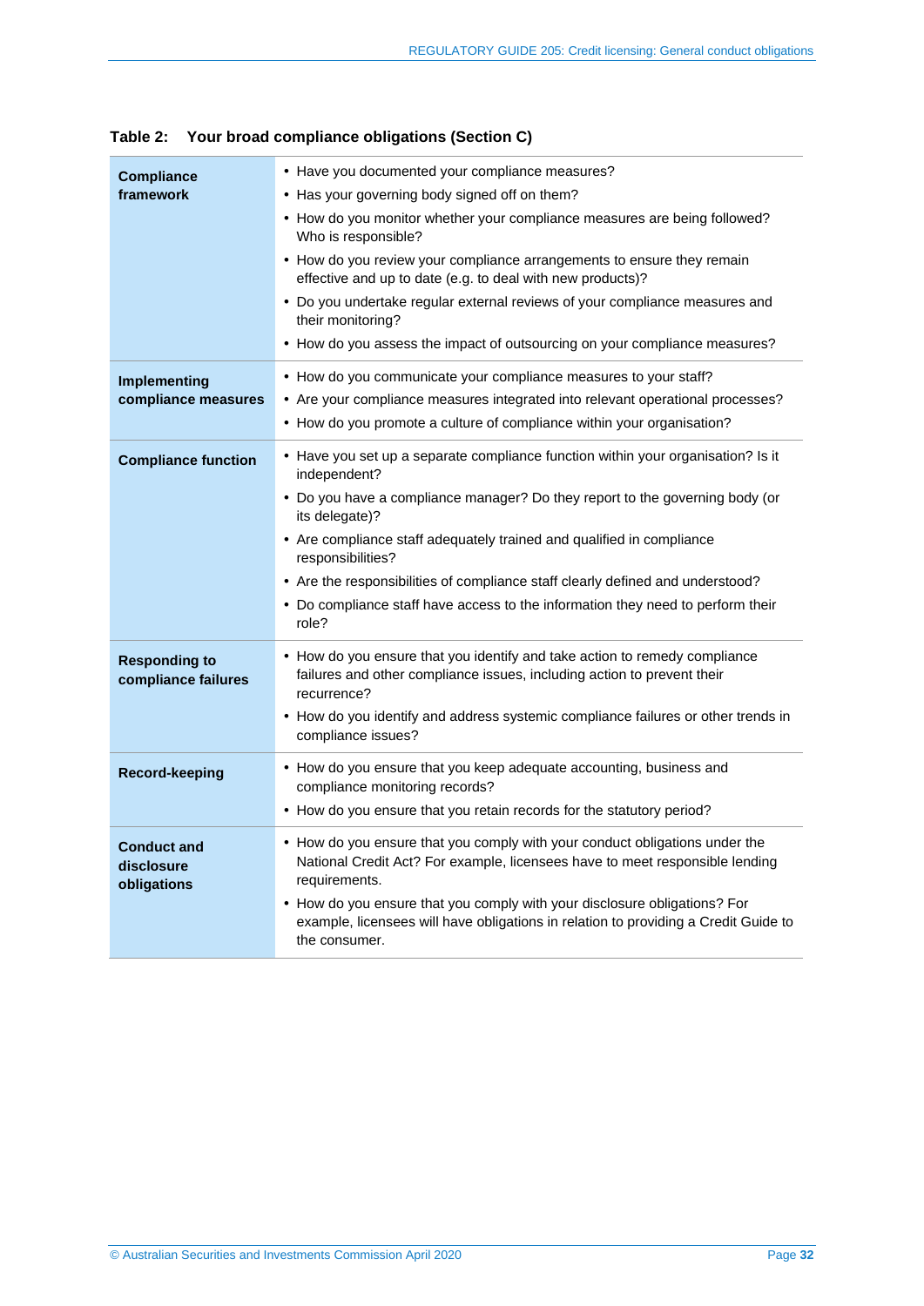**Table 2: Your broad compliance obligations (Section C)**

| | |
|---|---|
| **Compliance framework** | • Have you documented your compliance measures?<br>• Has your governing body signed off on them?<br>• How do you monitor whether your compliance measures are being followed? Who is responsible?<br>• How do you review your compliance arrangements to ensure they remain effective and up to date (e.g. to deal with new products)?<br>• Do you undertake regular external reviews of your compliance measures and their monitoring?<br>• How do you assess the impact of outsourcing on your compliance measures? |
| **Implementing compliance measures** | • How do you communicate your compliance measures to your staff?<br>• Are your compliance measures integrated into relevant operational processes?<br>• How do you promote a culture of compliance within your organisation? |
| **Compliance function** | • Have you set up a separate compliance function within your organisation? Is it independent?<br>• Do you have a compliance manager? Do they report to the governing body (or its delegate)?<br>• Are compliance staff adequately trained and qualified in compliance responsibilities?<br>• Are the responsibilities of compliance staff clearly defined and understood?<br>• Do compliance staff have access to the information they need to perform their role? |
| **Responding to compliance failures** | • How do you ensure that you identify and take action to remedy compliance failures and other compliance issues, including action to prevent their recurrence?<br>• How do you identify and address systemic compliance failures or other trends in compliance issues? |
| **Record-keeping** | • How do you ensure that you keep adequate accounting, business and compliance monitoring records?<br>• How do you ensure that you retain records for the statutory period? |
| **Conduct and disclosure obligations** | • How do you ensure that you comply with your conduct obligations under the National Credit Act? For example, licensees have to meet responsible lending requirements.<br>• How do you ensure that you comply with your disclosure obligations? For example, licensees will have obligations in relation to providing a Credit Guide to the consumer. |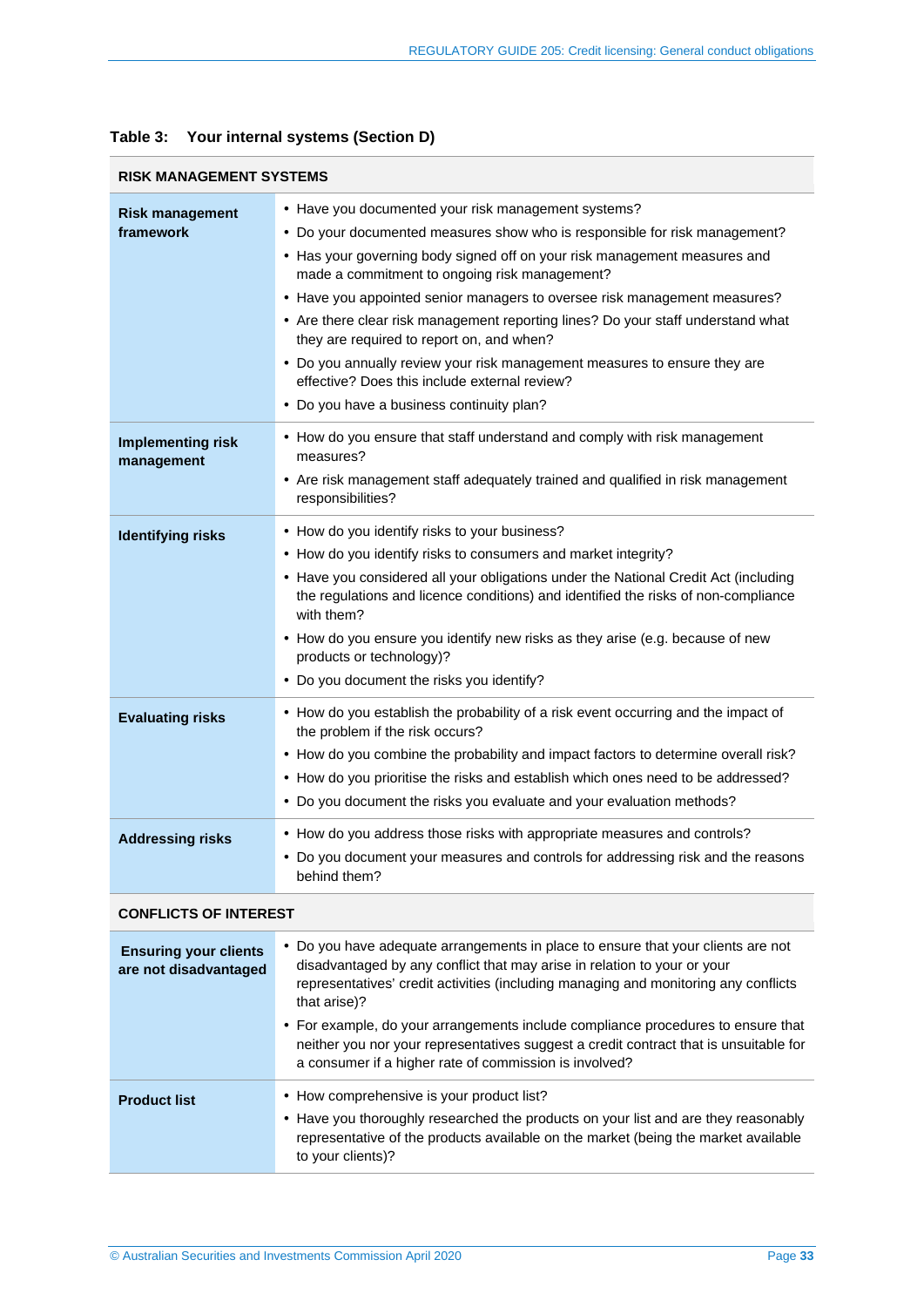**Table 3: Your internal systems (Section D)**

| RISK MANAGEMENT SYSTEMS | |
|---|---|
| **Risk management framework** | • Have you documented your risk management systems?<br>• Do your documented measures show who is responsible for risk management?<br>• Has your governing body signed off on your risk management measures and made a commitment to ongoing risk management?<br>• Have you appointed senior managers to oversee risk management measures?<br>• Are there clear risk management reporting lines? Do your staff understand what they are required to report on, and when?<br>• Do you annually review your risk management measures to ensure they are effective? Does this include external review?<br>• Do you have a business continuity plan? |
| **Implementing risk management** | • How do you ensure that staff understand and comply with risk management measures?<br>• Are risk management staff adequately trained and qualified in risk management responsibilities? |
| **Identifying risks** | • How do you identify risks to your business?<br>• How do you identify risks to consumers and market integrity?<br>• Have you considered all your obligations under the National Credit Act (including the regulations and licence conditions) and identified the risks of non-compliance with them?<br>• How do you ensure you identify new risks as they arise (e.g. because of new products or technology)?<br>• Do you document the risks you identify? |
| **Evaluating risks** | • How do you establish the probability of a risk event occurring and the impact of the problem if the risk occurs?<br>• How do you combine the probability and impact factors to determine overall risk?<br>• How do you prioritise the risks and establish which ones need to be addressed?<br>• Do you document the risks you evaluate and your evaluation methods? |
| **Addressing risks** | • How do you address those risks with appropriate measures and controls?<br>• Do you document your measures and controls for addressing risk and the reasons behind them? |
| **CONFLICTS OF INTEREST** | |
| **Ensuring your clients are not disadvantaged** | • Do you have adequate arrangements in place to ensure that your clients are not disadvantaged by any conflict that may arise in relation to your or your representatives' credit activities (including managing and monitoring any conflicts that arise)?<br>• For example, do your arrangements include compliance procedures to ensure that neither you nor your representatives suggest a credit contract that is unsuitable for a consumer if a higher rate of commission is involved? |
| **Product list** | • How comprehensive is your product list?<br>• Have you thoroughly researched the products on your list and are they reasonably representative of the products available on the market (being the market available to your clients)? |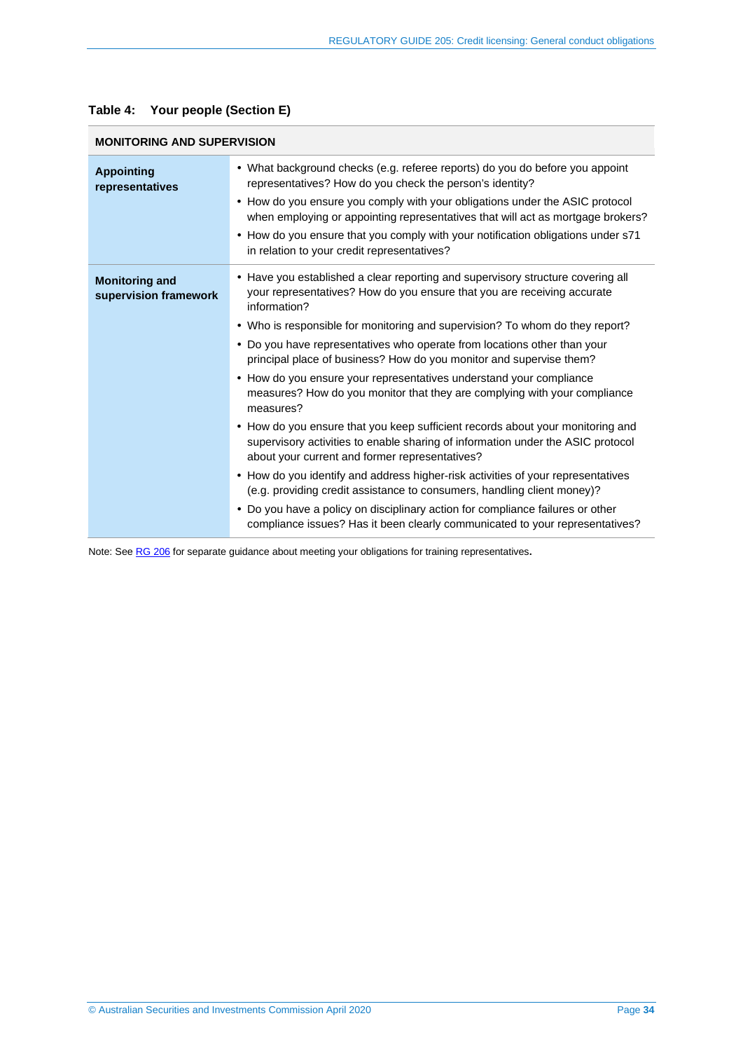**Table 4: Your people (Section E)**

| MONITORING AND SUPERVISION | |
|---|---|
| **Appointing representatives** | • What background checks (e.g. referee reports) do you do before you appoint representatives? How do you check the person's identity?<br>• How do you ensure you comply with your obligations under the ASIC protocol when employing or appointing representatives that will act as mortgage brokers?<br>• How do you ensure that you comply with your notification obligations under s71 in relation to your credit representatives? |
| **Monitoring and supervision framework** | • Have you established a clear reporting and supervisory structure covering all your representatives? How do you ensure that you are receiving accurate information?<br>• Who is responsible for monitoring and supervision? To whom do they report?<br>• Do you have representatives who operate from locations other than your principal place of business? How do you monitor and supervise them?<br>• How do you ensure your representatives understand your compliance measures? How do you monitor that they are complying with your compliance measures?<br>• How do you ensure that you keep sufficient records about your monitoring and supervisory activities to enable sharing of information under the ASIC protocol about your current and former representatives?<br>• How do you identify and address higher-risk activities of your representatives (e.g. providing credit assistance to consumers, handling client money)?<br>• Do you have a policy on disciplinary action for compliance failures or other compliance issues? Has it been clearly communicated to your representatives? |

Note: See RG 206 for separate guidance about meeting your obligations for training representatives.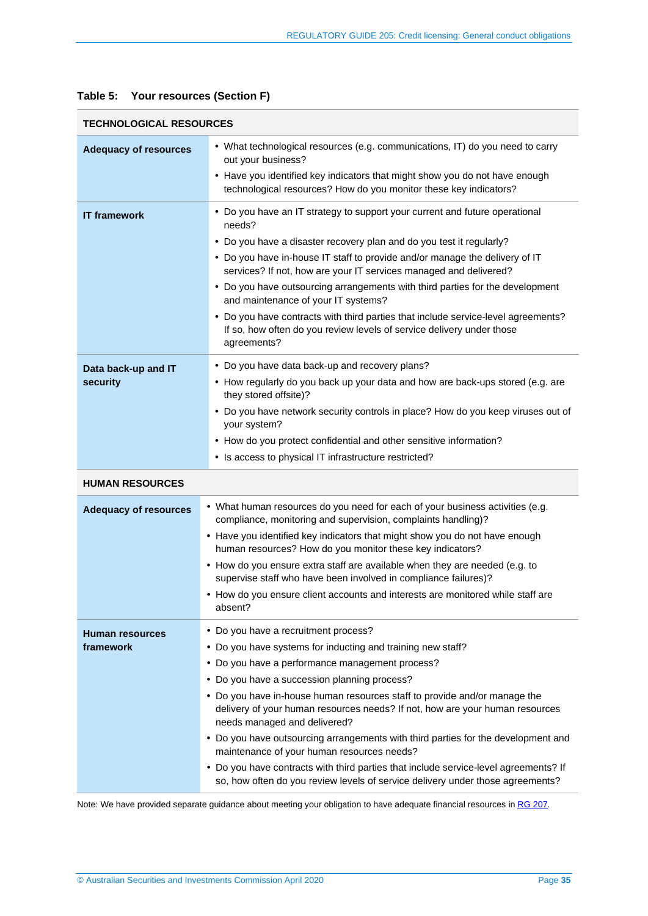**Table 5: Your resources (Section F)**

| **TECHNOLOGICAL RESOURCES** | |
|---|---|
| **Adequacy of resources** | • What technological resources (e.g. communications, IT) do you need to carry out your business?<br>• Have you identified key indicators that might show you do not have enough technological resources? How do you monitor these key indicators? |
| **IT framework** | • Do you have an IT strategy to support your current and future operational needs?<br>• Do you have a disaster recovery plan and do you test it regularly?<br>• Do you have in-house IT staff to provide and/or manage the delivery of IT services? If not, how are your IT services managed and delivered?<br>• Do you have outsourcing arrangements with third parties for the development and maintenance of your IT systems?<br>• Do you have contracts with third parties that include service-level agreements? If so, how often do you review levels of service delivery under those agreements? |
| **Data back-up and IT security** | • Do you have data back-up and recovery plans?<br>• How regularly do you back up your data and how are back-ups stored (e.g. are they stored offsite)?<br>• Do you have network security controls in place? How do you keep viruses out of your system?<br>• How do you protect confidential and other sensitive information?<br>• Is access to physical IT infrastructure restricted? |
| **HUMAN RESOURCES** | |
| **Adequacy of resources** | • What human resources do you need for each of your business activities (e.g. compliance, monitoring and supervision, complaints handling)?<br>• Have you identified key indicators that might show you do not have enough human resources? How do you monitor these key indicators?<br>• How do you ensure extra staff are available when they are needed (e.g. to supervise staff who have been involved in compliance failures)?<br>• How do you ensure client accounts and interests are monitored while staff are absent? |
| **Human resources framework** | • Do you have a recruitment process?<br>• Do you have systems for inducting and training new staff?<br>• Do you have a performance management process?<br>• Do you have a succession planning process?<br>• Do you have in-house human resources staff to provide and/or manage the delivery of your human resources needs? If not, how are your human resources needs managed and delivered?<br>• Do you have outsourcing arrangements with third parties for the development and maintenance of your human resources needs?<br>• Do you have contracts with third parties that include service-level agreements? If so, how often do you review levels of service delivery under those agreements? |

Note: We have provided separate guidance about meeting your obligation to have adequate financial resources in RG 207.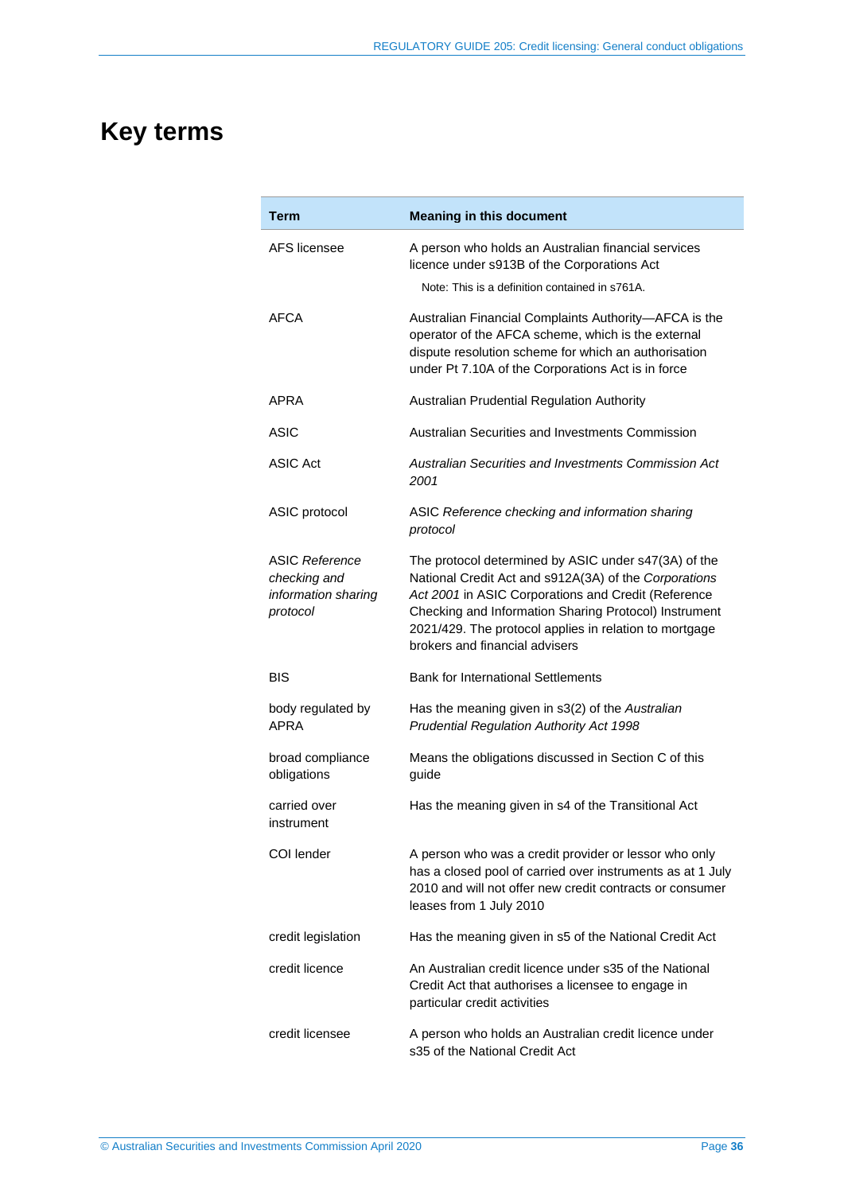# Key terms

| Term | Meaning in this document |
|---|---|
| AFS licensee | A person who holds an Australian financial services licence under s913B of the Corporations Act<br><br>Note: This is a definition contained in s761A. |
| AFCA | Australian Financial Complaints Authority—AFCA is the operator of the AFCA scheme, which is the external dispute resolution scheme for which an authorisation under Pt 7.10A of the Corporations Act is in force |
| APRA | Australian Prudential Regulation Authority |
| ASIC | Australian Securities and Investments Commission |
| ASIC Act | *Australian Securities and Investments Commission Act 2001* |
| ASIC protocol | ASIC *Reference checking and information sharing protocol* |
| ASIC *Reference checking and information sharing protocol* | The protocol determined by ASIC under s47(3A) of the National Credit Act and s912A(3A) of the *Corporations Act 2001* in ASIC Corporations and Credit (Reference Checking and Information Sharing Protocol) Instrument 2021/429. The protocol applies in relation to mortgage brokers and financial advisers |
| BIS | Bank for International Settlements |
| body regulated by APRA | Has the meaning given in s3(2) of the *Australian Prudential Regulation Authority Act 1998* |
| broad compliance obligations | Means the obligations discussed in Section C of this guide |
| carried over instrument | Has the meaning given in s4 of the Transitional Act |
| COI lender | A person who was a credit provider or lessor who only has a closed pool of carried over instruments as at 1 July 2010 and will not offer new credit contracts or consumer leases from 1 July 2010 |
| credit legislation | Has the meaning given in s5 of the National Credit Act |
| credit licence | An Australian credit licence under s35 of the National Credit Act that authorises a licensee to engage in particular credit activities |
| credit licensee | A person who holds an Australian credit licence under s35 of the National Credit Act |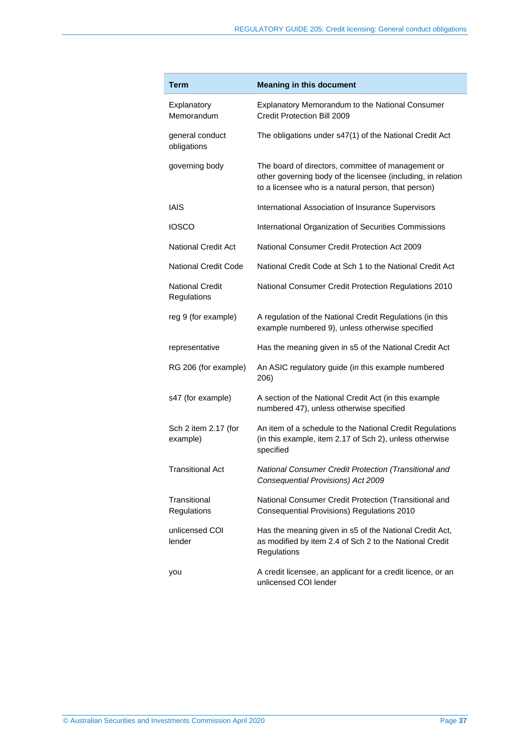| Term | Meaning in this document |
| --- | --- |
| Explanatory Memorandum | Explanatory Memorandum to the National Consumer Credit Protection Bill 2009 |
| general conduct obligations | The obligations under s47(1) of the National Credit Act |
| governing body | The board of directors, committee of management or other governing body of the licensee (including, in relation to a licensee who is a natural person, that person) |
| IAIS | International Association of Insurance Supervisors |
| IOSCO | International Organization of Securities Commissions |
| National Credit Act | National Consumer Credit Protection Act 2009 |
| National Credit Code | National Credit Code at Sch 1 to the National Credit Act |
| National Credit Regulations | National Consumer Credit Protection Regulations 2010 |
| reg 9 (for example) | A regulation of the National Credit Regulations (in this example numbered 9), unless otherwise specified |
| representative | Has the meaning given in s5 of the National Credit Act |
| RG 206 (for example) | An ASIC regulatory guide (in this example numbered 206) |
| s47 (for example) | A section of the National Credit Act (in this example numbered 47), unless otherwise specified |
| Sch 2 item 2.17 (for example) | An item of a schedule to the National Credit Regulations (in this example, item 2.17 of Sch 2), unless otherwise specified |
| Transitional Act | *National Consumer Credit Protection (Transitional and Consequential Provisions) Act 2009* |
| Transitional Regulations | National Consumer Credit Protection (Transitional and Consequential Provisions) Regulations 2010 |
| unlicensed COI lender | Has the meaning given in s5 of the National Credit Act, as modified by item 2.4 of Sch 2 to the National Credit Regulations |
| you | A credit licensee, an applicant for a credit licence, or an unlicensed COI lender |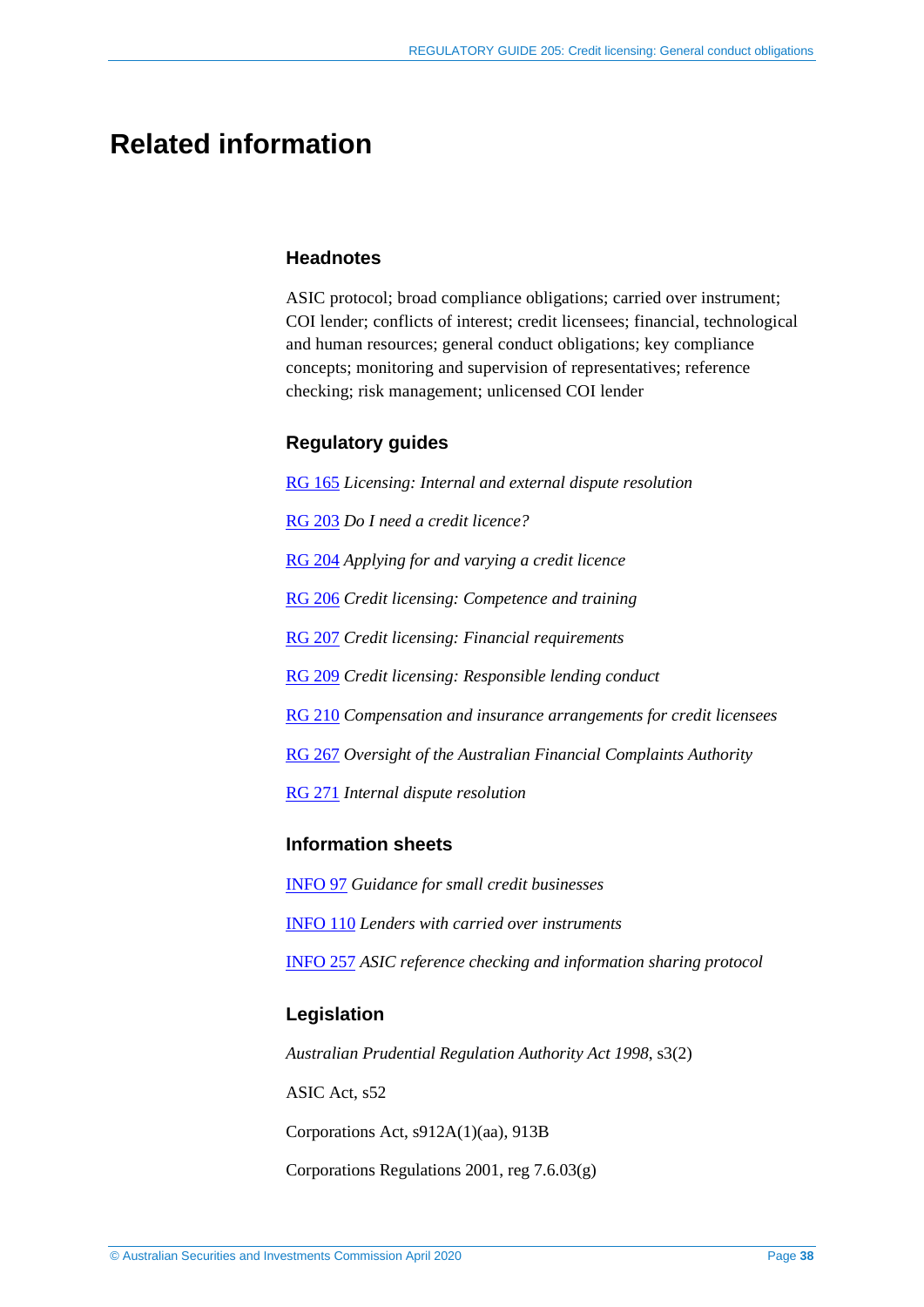# Related information

### Headnotes

ASIC protocol; broad compliance obligations; carried over instrument; COI lender; conflicts of interest; credit licensees; financial, technological and human resources; general conduct obligations; key compliance concepts; monitoring and supervision of representatives; reference checking; risk management; unlicensed COI lender

### Regulatory guides

RG 165 *Licensing: Internal and external dispute resolution*

RG 203 *Do I need a credit licence?*

RG 204 *Applying for and varying a credit licence*

RG 206 *Credit licensing: Competence and training*

RG 207 *Credit licensing: Financial requirements*

RG 209 *Credit licensing: Responsible lending conduct*

RG 210 *Compensation and insurance arrangements for credit licensees*

RG 267 *Oversight of the Australian Financial Complaints Authority*

RG 271 *Internal dispute resolution*

### Information sheets

INFO 97 *Guidance for small credit businesses*

INFO 110 *Lenders with carried over instruments*

INFO 257 *ASIC reference checking and information sharing protocol*

### Legislation

*Australian Prudential Regulation Authority Act 1998*, s3(2)

ASIC Act, s52

Corporations Act, s912A(1)(aa), 913B

Corporations Regulations 2001, reg 7.6.03(g)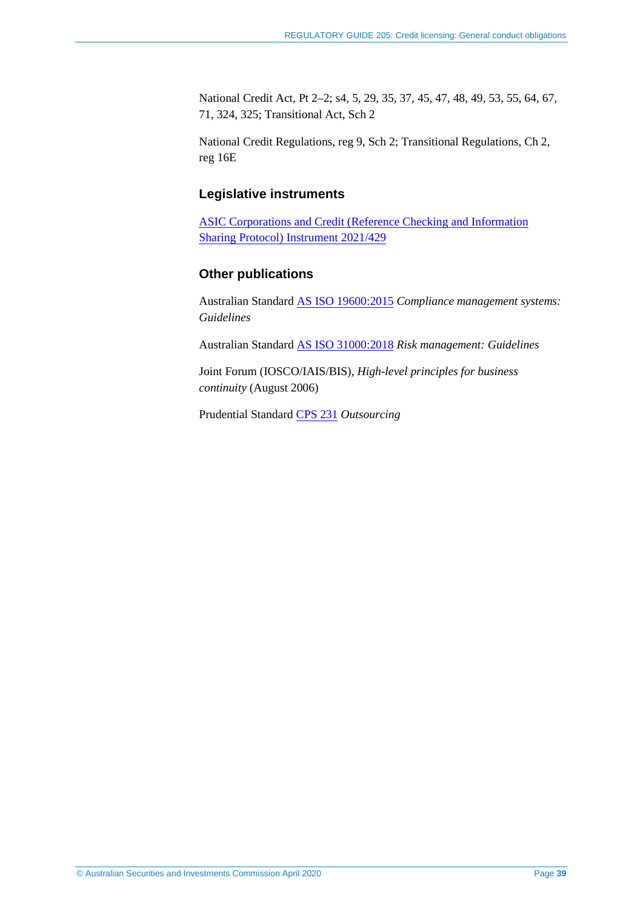National Credit Act, Pt 2–2; s4, 5, 29, 35, 37, 45, 47, 48, 49, 53, 55, 64, 67, 71, 324, 325; Transitional Act, Sch 2

National Credit Regulations, reg 9, Sch 2; Transitional Regulations, Ch 2, reg 16E

### Legislative instruments

ASIC Corporations and Credit (Reference Checking and Information Sharing Protocol) Instrument 2021/429

### Other publications

Australian Standard AS ISO 19600:2015 *Compliance management systems: Guidelines*

Australian Standard AS ISO 31000:2018 *Risk management: Guidelines*

Joint Forum (IOSCO/IAIS/BIS), *High-level principles for business continuity* (August 2006)

Prudential Standard CPS 231 *Outsourcing*